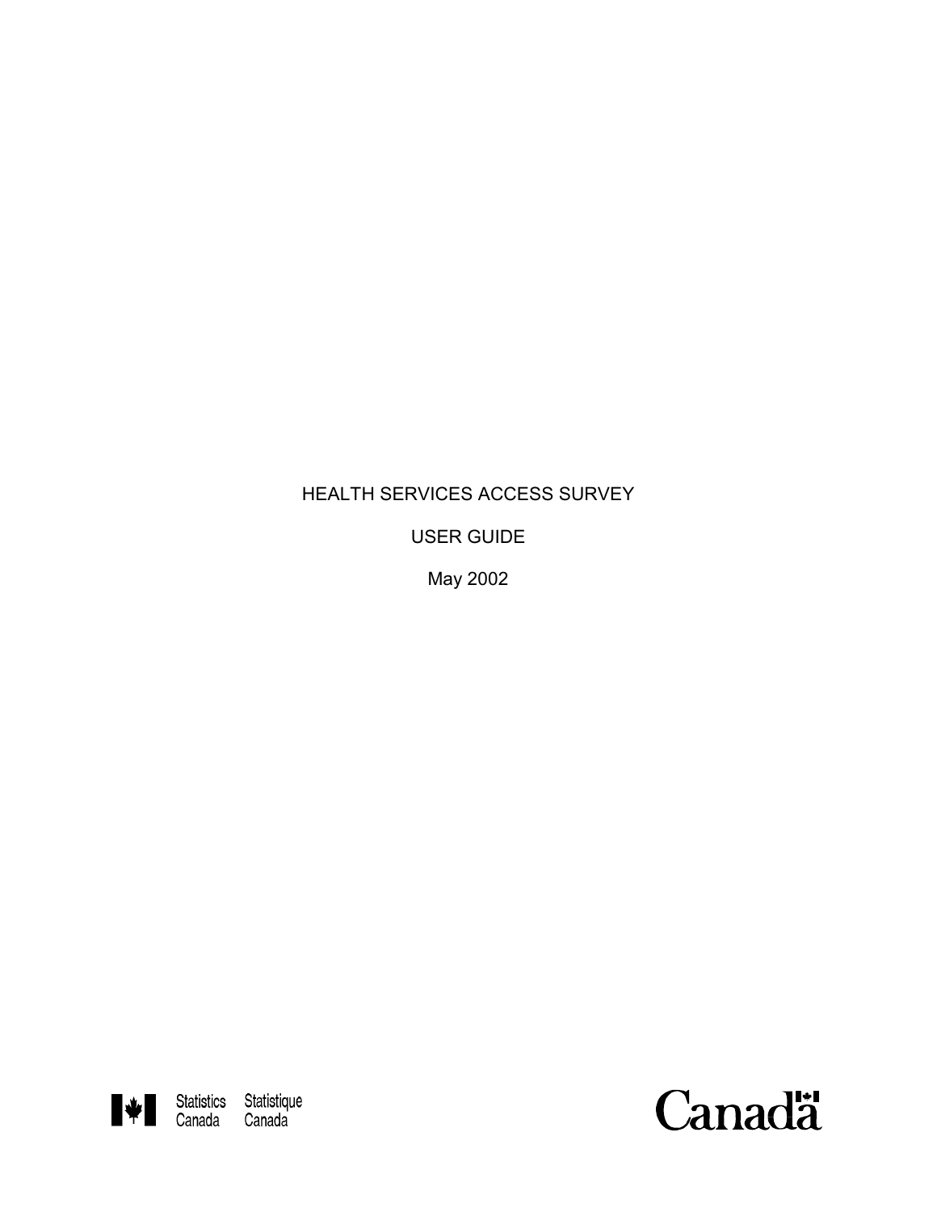# HEALTH SERVICES ACCESS SURVEY

USER GUIDE

May 2002

Statistics Canada    Statistique Canada

Canada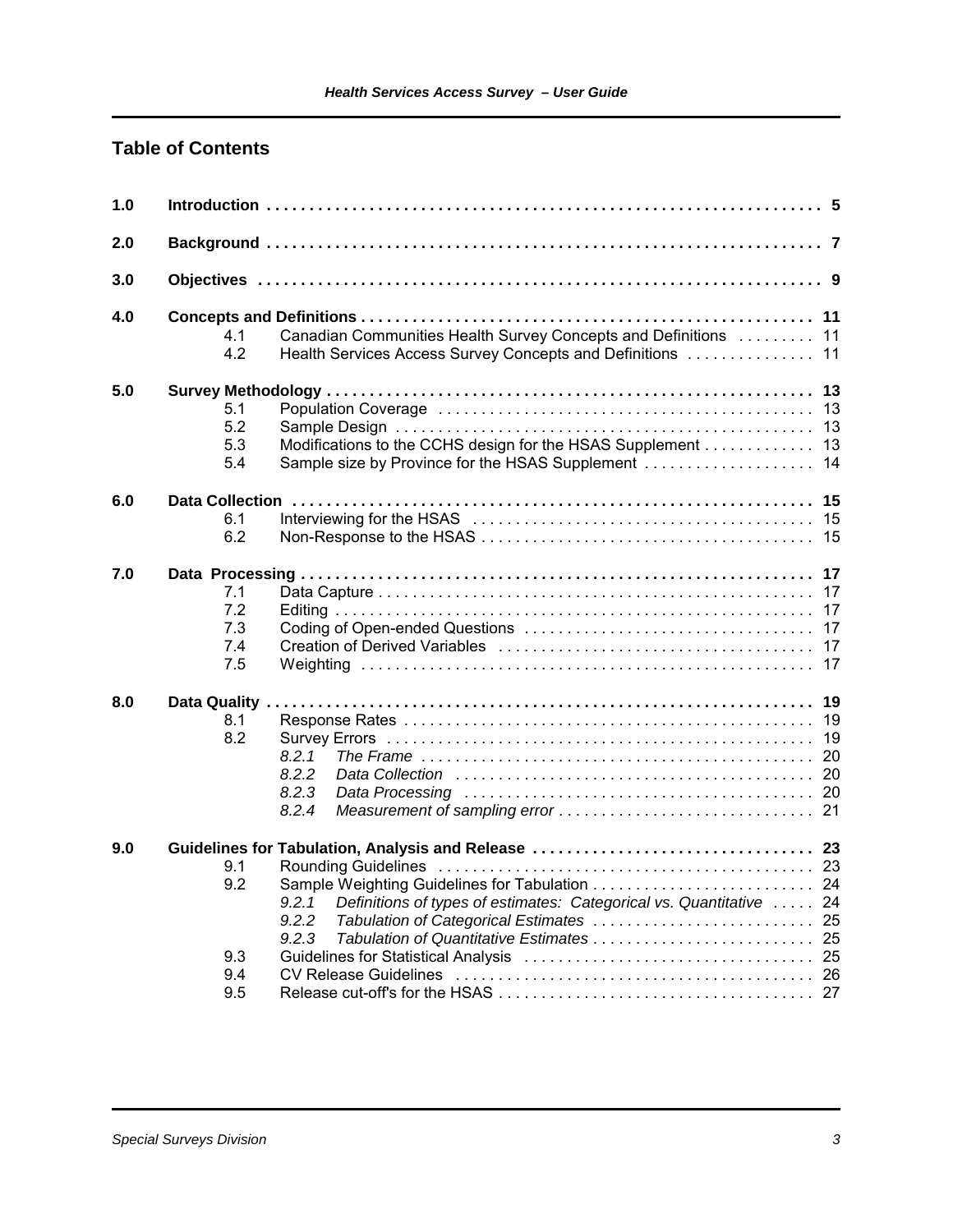## Table of Contents

**1.0 Introduction** . . . . . 5

**2.0 Background** . . . . . 7

**3.0 Objectives** . . . . . 9

**4.0 Concepts and Definitions** . . . . . 11
- 4.1 Canadian Communities Health Survey Concepts and Definitions . . . . . 11
- 4.2 Health Services Access Survey Concepts and Definitions . . . . . 11

**5.0 Survey Methodology** . . . . . 13
- 5.1 Population Coverage . . . . . 13
- 5.2 Sample Design . . . . . 13
- 5.3 Modifications to the CCHS design for the HSAS Supplement . . . . . 13
- 5.4 Sample size by Province for the HSAS Supplement . . . . . 14

**6.0 Data Collection** . . . . . 15
- 6.1 Interviewing for the HSAS . . . . . 15
- 6.2 Non-Response to the HSAS . . . . . 15

**7.0 Data Processing** . . . . . 17
- 7.1 Data Capture . . . . . 17
- 7.2 Editing . . . . . 17
- 7.3 Coding of Open-ended Questions . . . . . 17
- 7.4 Creation of Derived Variables . . . . . 17
- 7.5 Weighting . . . . . 17

**8.0 Data Quality** . . . . . 19
- 8.1 Response Rates . . . . . 19
- 8.2 Survey Errors . . . . . 19
  - *8.2.1 The Frame* . . . . . 20
  - *8.2.2 Data Collection* . . . . . 20
  - *8.2.3 Data Processing* . . . . . 20
  - *8.2.4 Measurement of sampling error* . . . . . 21

**9.0 Guidelines for Tabulation, Analysis and Release** . . . . . 23
- 9.1 Rounding Guidelines . . . . . 23
- 9.2 Sample Weighting Guidelines for Tabulation . . . . . 24
  - *9.2.1 Definitions of types of estimates: Categorical vs. Quantitative* . . . . . 24
  - *9.2.2 Tabulation of Categorical Estimates* . . . . . 25
  - *9.2.3 Tabulation of Quantitative Estimates* . . . . . 25
- 9.3 Guidelines for Statistical Analysis . . . . . 25
- 9.4 CV Release Guidelines . . . . . 26
- 9.5 Release cut-off's for the HSAS . . . . . 27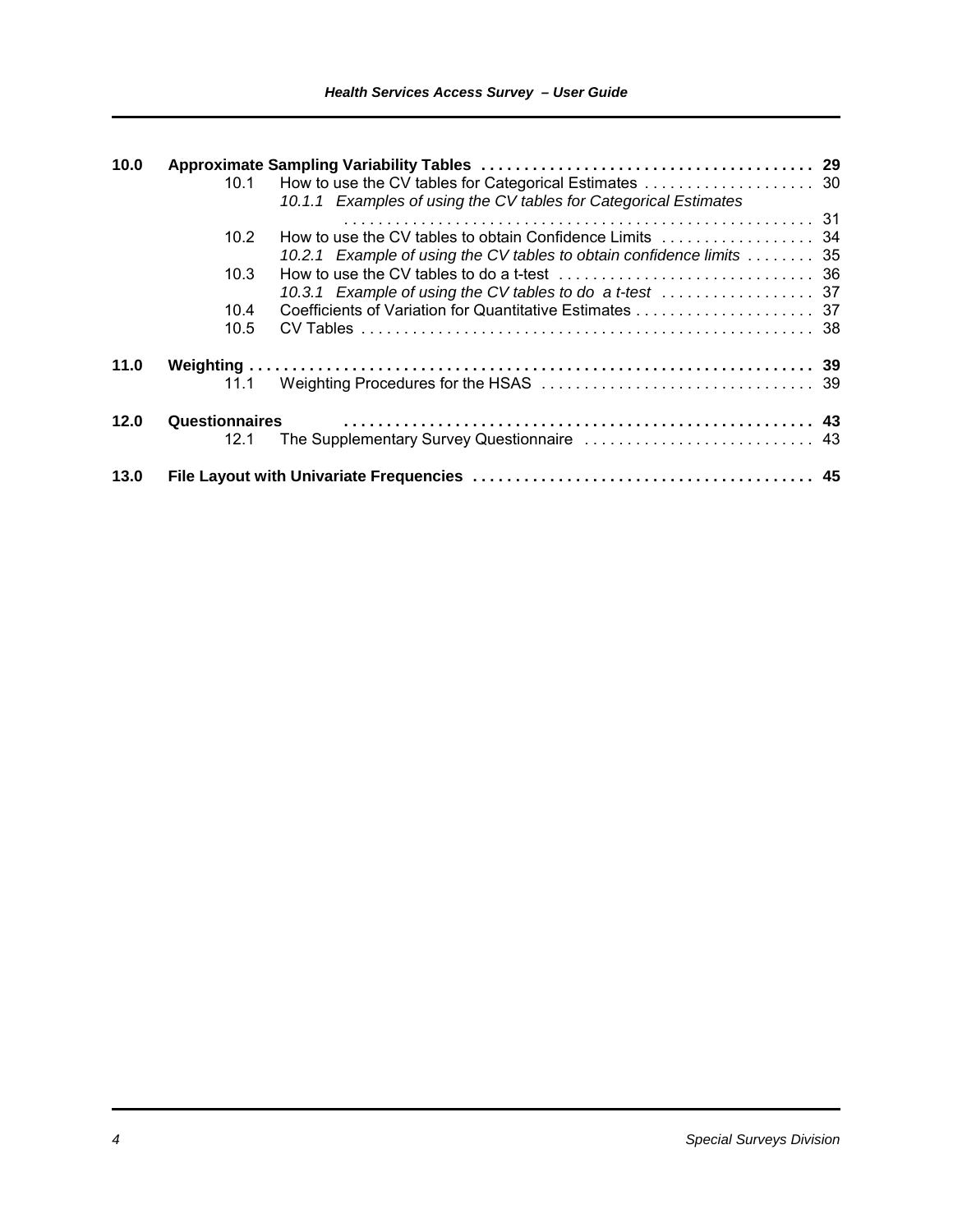**10.0 Approximate Sampling Variability Tables** . . . . . . . . . . . . . . . . . . . . . . . . . . . . . . . . . . . . . . 29

- 10.1 How to use the CV tables for Categorical Estimates . . . . . . . . . . . . . . . . . . . . 30
  - *10.1.1 Examples of using the CV tables for Categorical Estimates* . . . . . . . . . . . . . . . . . . . . . . . . . . . . . . . . . . . . . . . . . . . . . . . . . . . . . . . 31
- 10.2 How to use the CV tables to obtain Confidence Limits . . . . . . . . . . . . . . . . . . 34
  - *10.2.1 Example of using the CV tables to obtain confidence limits* . . . . . . . . 35
- 10.3 How to use the CV tables to do a t-test . . . . . . . . . . . . . . . . . . . . . . . . . . . . . . 36
  - *10.3.1 Example of using the CV tables to do a t-test* . . . . . . . . . . . . . . . . . . 37
- 10.4 Coefficients of Variation for Quantitative Estimates . . . . . . . . . . . . . . . . . . . . . 37
- 10.5 CV Tables . . . . . . . . . . . . . . . . . . . . . . . . . . . . . . . . . . . . . . . . . . . . . . . . . . . . . 38

**11.0 Weighting** . . . . . . . . . . . . . . . . . . . . . . . . . . . . . . . . . . . . . . . . . . . . . . . . . . . . . . . . . . . . . . . . 39

- 11.1 Weighting Procedures for the HSAS . . . . . . . . . . . . . . . . . . . . . . . . . . . . . . . . 39

**12.0 Questionnaires** . . . . . . . . . . . . . . . . . . . . . . . . . . . . . . . . . . . . . . . . . . . . . . . . . . . . . . . . 43

- 12.1 The Supplementary Survey Questionnaire . . . . . . . . . . . . . . . . . . . . . . . . . . . 43

**13.0 File Layout with Univariate Frequencies** . . . . . . . . . . . . . . . . . . . . . . . . . . . . . . . . . . . . . . . 45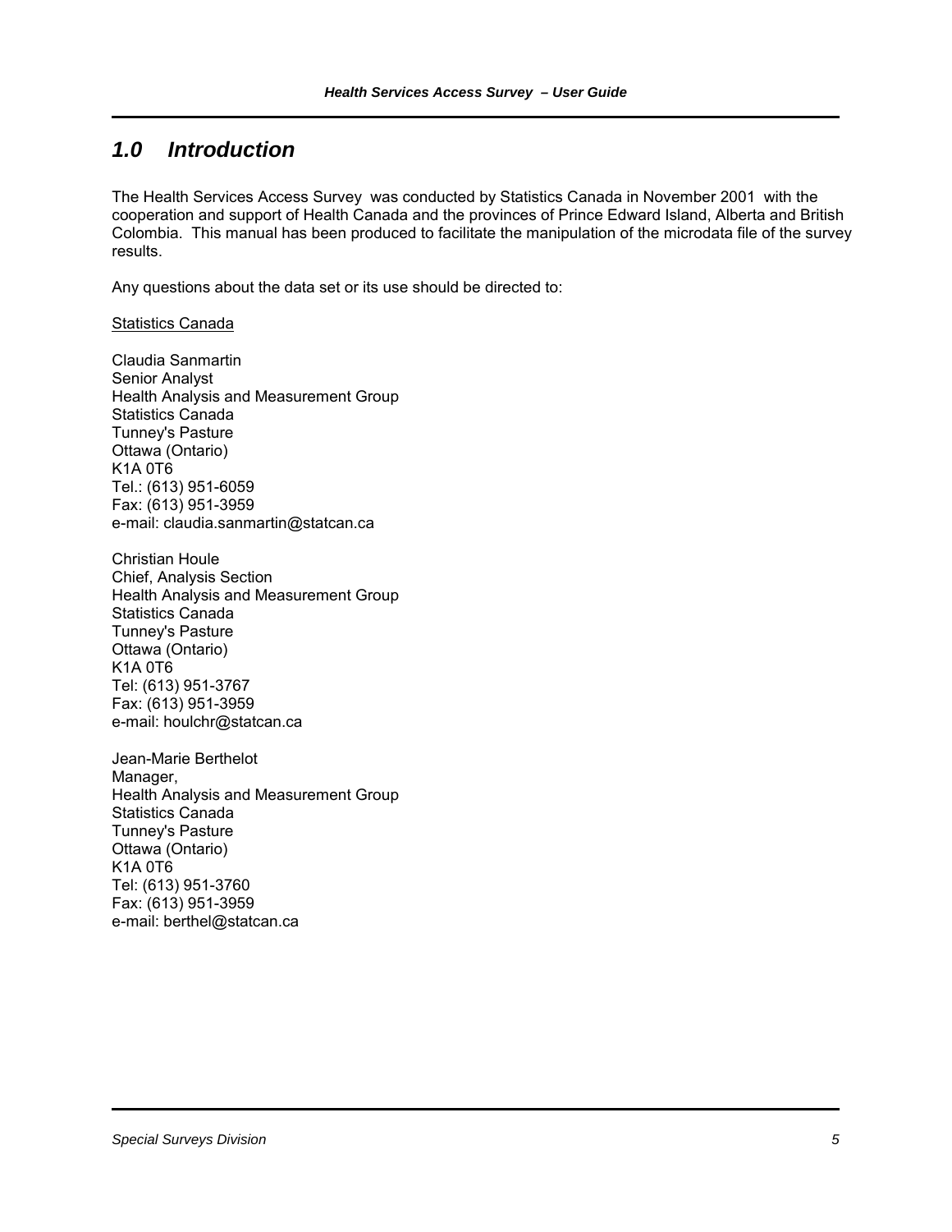## *1.0 Introduction*

The Health Services Access Survey was conducted by Statistics Canada in November 2001 with the cooperation and support of Health Canada and the provinces of Prince Edward Island, Alberta and British Colombia. This manual has been produced to facilitate the manipulation of the microdata file of the survey results.

Any questions about the data set or its use should be directed to:

Statistics Canada

Claudia Sanmartin
Senior Analyst
Health Analysis and Measurement Group
Statistics Canada
Tunney's Pasture
Ottawa (Ontario)
K1A 0T6
Tel.: (613) 951-6059
Fax: (613) 951-3959
e-mail: claudia.sanmartin@statcan.ca

Christian Houle
Chief, Analysis Section
Health Analysis and Measurement Group
Statistics Canada
Tunney's Pasture
Ottawa (Ontario)
K1A 0T6
Tel: (613) 951-3767
Fax: (613) 951-3959
e-mail: houlchr@statcan.ca

Jean-Marie Berthelot
Manager,
Health Analysis and Measurement Group
Statistics Canada
Tunney's Pasture
Ottawa (Ontario)
K1A 0T6
Tel: (613) 951-3760
Fax: (613) 951-3959
e-mail: berthel@statcan.ca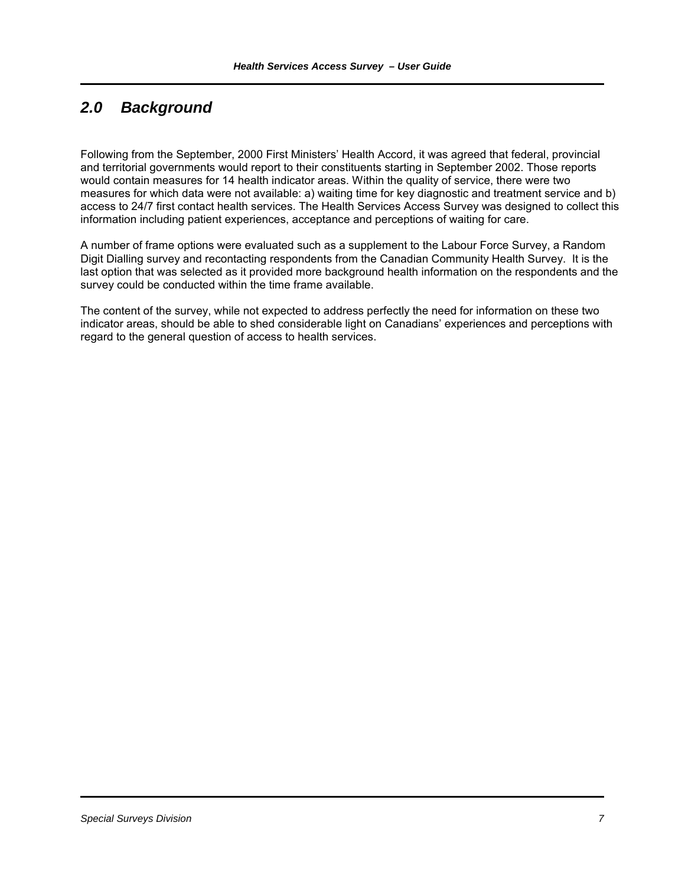## *2.0 Background*

Following from the September, 2000 First Ministers' Health Accord, it was agreed that federal, provincial and territorial governments would report to their constituents starting in September 2002. Those reports would contain measures for 14 health indicator areas. Within the quality of service, there were two measures for which data were not available: a) waiting time for key diagnostic and treatment service and b) access to 24/7 first contact health services. The Health Services Access Survey was designed to collect this information including patient experiences, acceptance and perceptions of waiting for care.

A number of frame options were evaluated such as a supplement to the Labour Force Survey, a Random Digit Dialling survey and recontacting respondents from the Canadian Community Health Survey. It is the last option that was selected as it provided more background health information on the respondents and the survey could be conducted within the time frame available.

The content of the survey, while not expected to address perfectly the need for information on these two indicator areas, should be able to shed considerable light on Canadians' experiences and perceptions with regard to the general question of access to health services.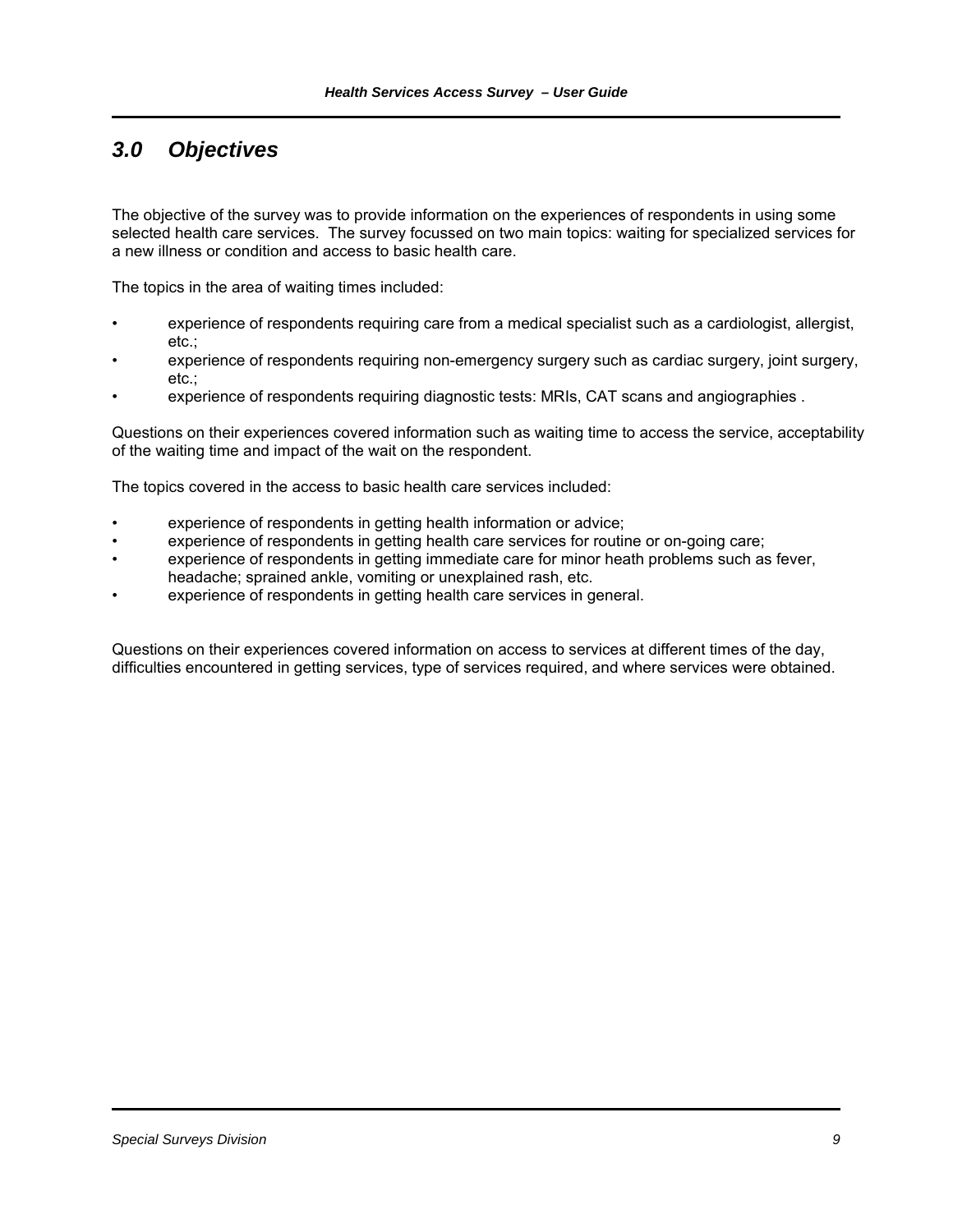## *3.0 Objectives*

The objective of the survey was to provide information on the experiences of respondents in using some selected health care services. The survey focussed on two main topics: waiting for specialized services for a new illness or condition and access to basic health care.

The topics in the area of waiting times included:

- experience of respondents requiring care from a medical specialist such as a cardiologist, allergist, etc.;
- experience of respondents requiring non-emergency surgery such as cardiac surgery, joint surgery, etc.;
- experience of respondents requiring diagnostic tests: MRIs, CAT scans and angiographies .

Questions on their experiences covered information such as waiting time to access the service, acceptability of the waiting time and impact of the wait on the respondent.

The topics covered in the access to basic health care services included:

- experience of respondents in getting health information or advice;
- experience of respondents in getting health care services for routine or on-going care;
- experience of respondents in getting immediate care for minor heath problems such as fever, headache; sprained ankle, vomiting or unexplained rash, etc.
- experience of respondents in getting health care services in general.

Questions on their experiences covered information on access to services at different times of the day, difficulties encountered in getting services, type of services required, and where services were obtained.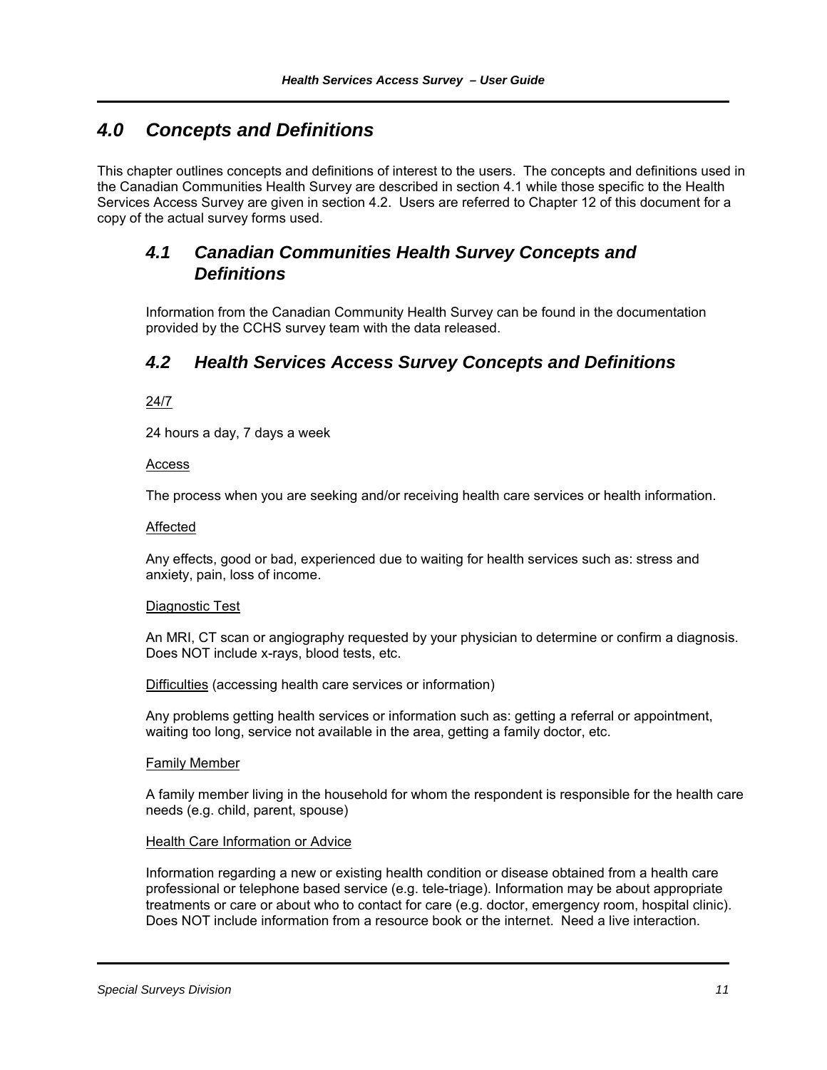# *4.0 Concepts and Definitions*

This chapter outlines concepts and definitions of interest to the users. The concepts and definitions used in the Canadian Communities Health Survey are described in section 4.1 while those specific to the Health Services Access Survey are given in section 4.2. Users are referred to Chapter 12 of this document for a copy of the actual survey forms used.

## *4.1 Canadian Communities Health Survey Concepts and Definitions*

Information from the Canadian Community Health Survey can be found in the documentation provided by the CCHS survey team with the data released.

## *4.2 Health Services Access Survey Concepts and Definitions*

<u>24/7</u>

24 hours a day, 7 days a week

<u>Access</u>

The process when you are seeking and/or receiving health care services or health information.

<u>Affected</u>

Any effects, good or bad, experienced due to waiting for health services such as: stress and anxiety, pain, loss of income.

<u>Diagnostic Test</u>

An MRI, CT scan or angiography requested by your physician to determine or confirm a diagnosis. Does NOT include x-rays, blood tests, etc.

<u>Difficulties</u> (accessing health care services or information)

Any problems getting health services or information such as: getting a referral or appointment, waiting too long, service not available in the area, getting a family doctor, etc.

<u>Family Member</u>

A family member living in the household for whom the respondent is responsible for the health care needs (e.g. child, parent, spouse)

<u>Health Care Information or Advice</u>

Information regarding a new or existing health condition or disease obtained from a health care professional or telephone based service (e.g. tele-triage). Information may be about appropriate treatments or care or about who to contact for care (e.g. doctor, emergency room, hospital clinic). Does NOT include information from a resource book or the internet. Need a live interaction.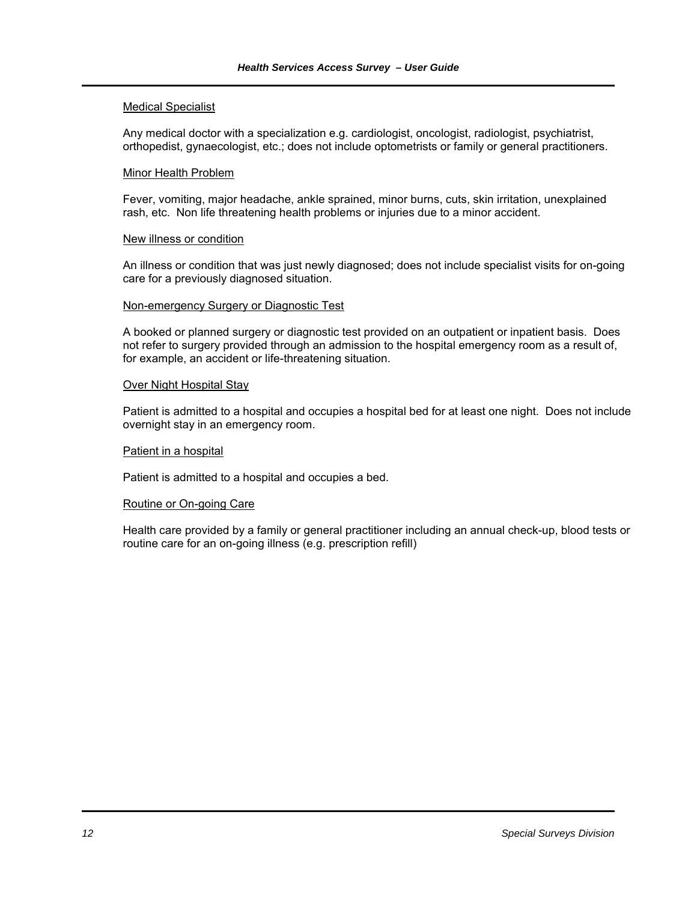<u>Medical Specialist</u>

Any medical doctor with a specialization e.g. cardiologist, oncologist, radiologist, psychiatrist, orthopedist, gynaecologist, etc.; does not include optometrists or family or general practitioners.

<u>Minor Health Problem</u>

Fever, vomiting, major headache, ankle sprained, minor burns, cuts, skin irritation, unexplained rash, etc. Non life threatening health problems or injuries due to a minor accident.

<u>New illness or condition</u>

An illness or condition that was just newly diagnosed; does not include specialist visits for on-going care for a previously diagnosed situation.

<u>Non-emergency Surgery or Diagnostic Test</u>

A booked or planned surgery or diagnostic test provided on an outpatient or inpatient basis. Does not refer to surgery provided through an admission to the hospital emergency room as a result of, for example, an accident or life-threatening situation.

<u>Over Night Hospital Stay</u>

Patient is admitted to a hospital and occupies a hospital bed for at least one night. Does not include overnight stay in an emergency room.

<u>Patient in a hospital</u>

Patient is admitted to a hospital and occupies a bed.

<u>Routine or On-going Care</u>

Health care provided by a family or general practitioner including an annual check-up, blood tests or routine care for an on-going illness (e.g. prescription refill)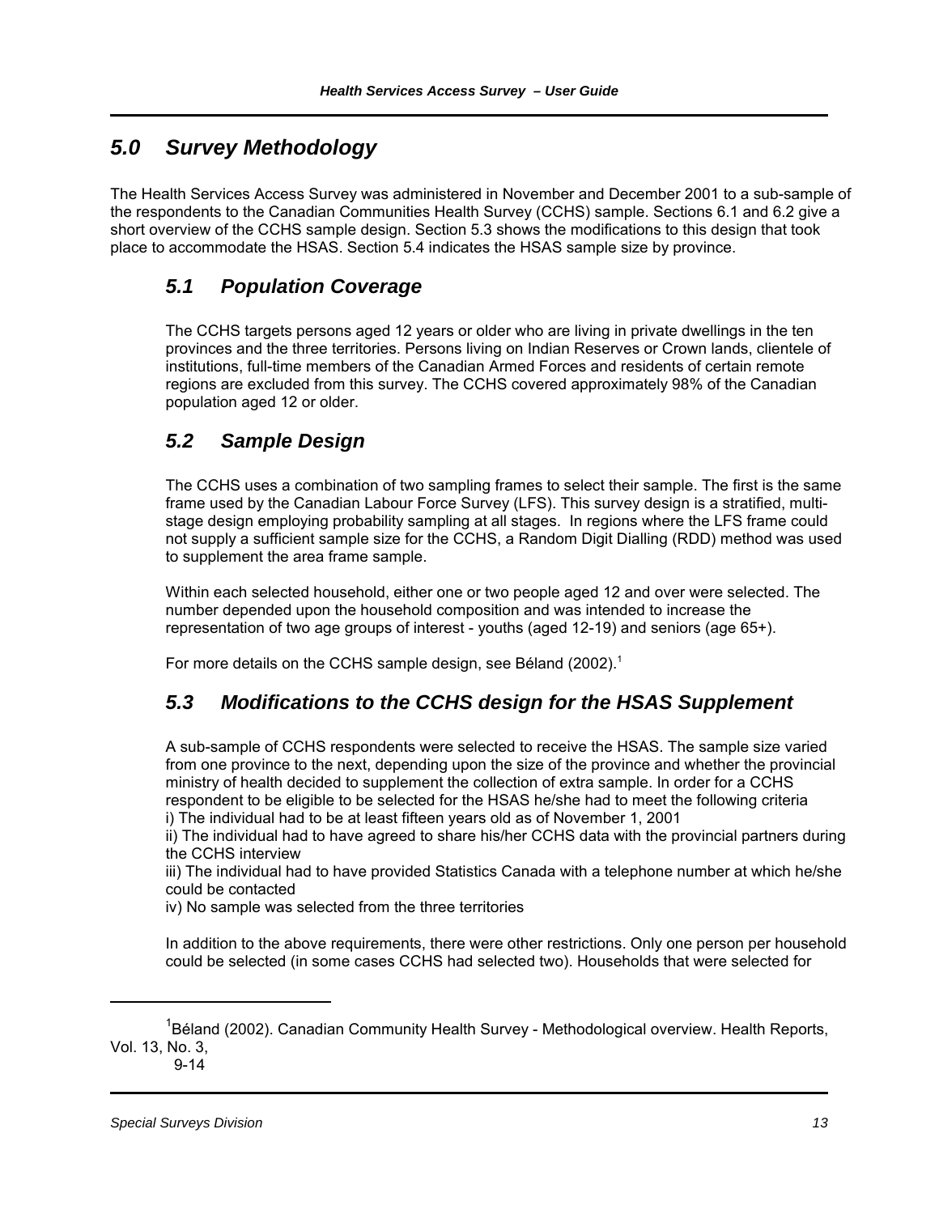# 5.0 Survey Methodology

The Health Services Access Survey was administered in November and December 2001 to a sub-sample of the respondents to the Canadian Communities Health Survey (CCHS) sample. Sections 6.1 and 6.2 give a short overview of the CCHS sample design. Section 5.3 shows the modifications to this design that took place to accommodate the HSAS. Section 5.4 indicates the HSAS sample size by province.

## 5.1 Population Coverage

The CCHS targets persons aged 12 years or older who are living in private dwellings in the ten provinces and the three territories. Persons living on Indian Reserves or Crown lands, clientele of institutions, full-time members of the Canadian Armed Forces and residents of certain remote regions are excluded from this survey. The CCHS covered approximately 98% of the Canadian population aged 12 or older.

## 5.2 Sample Design

The CCHS uses a combination of two sampling frames to select their sample. The first is the same frame used by the Canadian Labour Force Survey (LFS). This survey design is a stratified, multi-stage design employing probability sampling at all stages. In regions where the LFS frame could not supply a sufficient sample size for the CCHS, a Random Digit Dialling (RDD) method was used to supplement the area frame sample.

Within each selected household, either one or two people aged 12 and over were selected. The number depended upon the household composition and was intended to increase the representation of two age groups of interest - youths (aged 12-19) and seniors (age 65+).

For more details on the CCHS sample design, see Béland (2002).[1]

## 5.3 Modifications to the CCHS design for the HSAS Supplement

A sub-sample of CCHS respondents were selected to receive the HSAS. The sample size varied from one province to the next, depending upon the size of the province and whether the provincial ministry of health decided to supplement the collection of extra sample. In order for a CCHS respondent to be eligible to be selected for the HSAS he/she had to meet the following criteria
i) The individual had to be at least fifteen years old as of November 1, 2001
ii) The individual had to have agreed to share his/her CCHS data with the provincial partners during the CCHS interview
iii) The individual had to have provided Statistics Canada with a telephone number at which he/she could be contacted
iv) No sample was selected from the three territories

In addition to the above requirements, there were other restrictions. Only one person per household could be selected (in some cases CCHS had selected two). Households that were selected for

---

[1] Béland (2002). Canadian Community Health Survey - Methodological overview. Health Reports, Vol. 13, No. 3, 9-14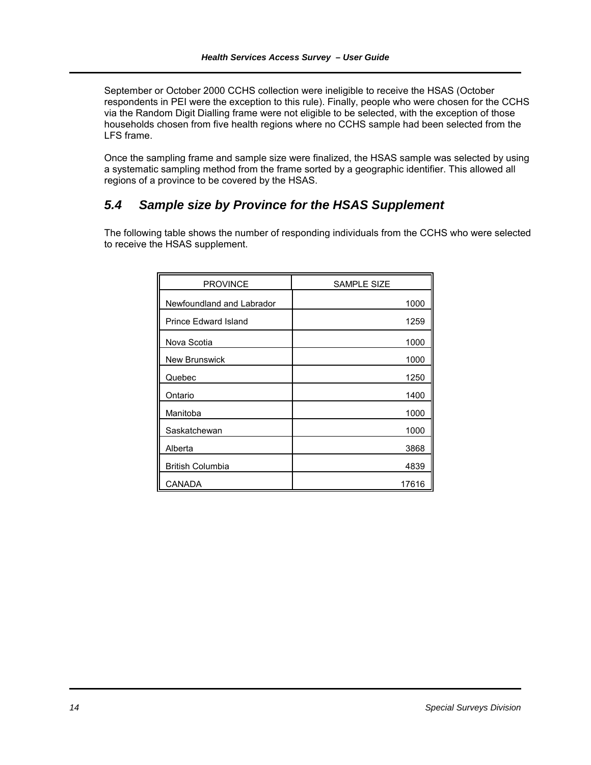September or October 2000 CCHS collection were ineligible to receive the HSAS (October respondents in PEI were the exception to this rule). Finally, people who were chosen for the CCHS via the Random Digit Dialling frame were not eligible to be selected, with the exception of those households chosen from five health regions where no CCHS sample had been selected from the LFS frame.

Once the sampling frame and sample size were finalized, the HSAS sample was selected by using a systematic sampling method from the frame sorted by a geographic identifier. This allowed all regions of a province to be covered by the HSAS.

## *5.4 Sample size by Province for the HSAS Supplement*

The following table shows the number of responding individuals from the CCHS who were selected to receive the HSAS supplement.

| PROVINCE | SAMPLE SIZE |
|---|---|
| Newfoundland and Labrador | 1000 |
| Prince Edward Island | 1259 |
| Nova Scotia | 1000 |
| New Brunswick | 1000 |
| Quebec | 1250 |
| Ontario | 1400 |
| Manitoba | 1000 |
| Saskatchewan | 1000 |
| Alberta | 3868 |
| British Columbia | 4839 |
| CANADA | 17616 |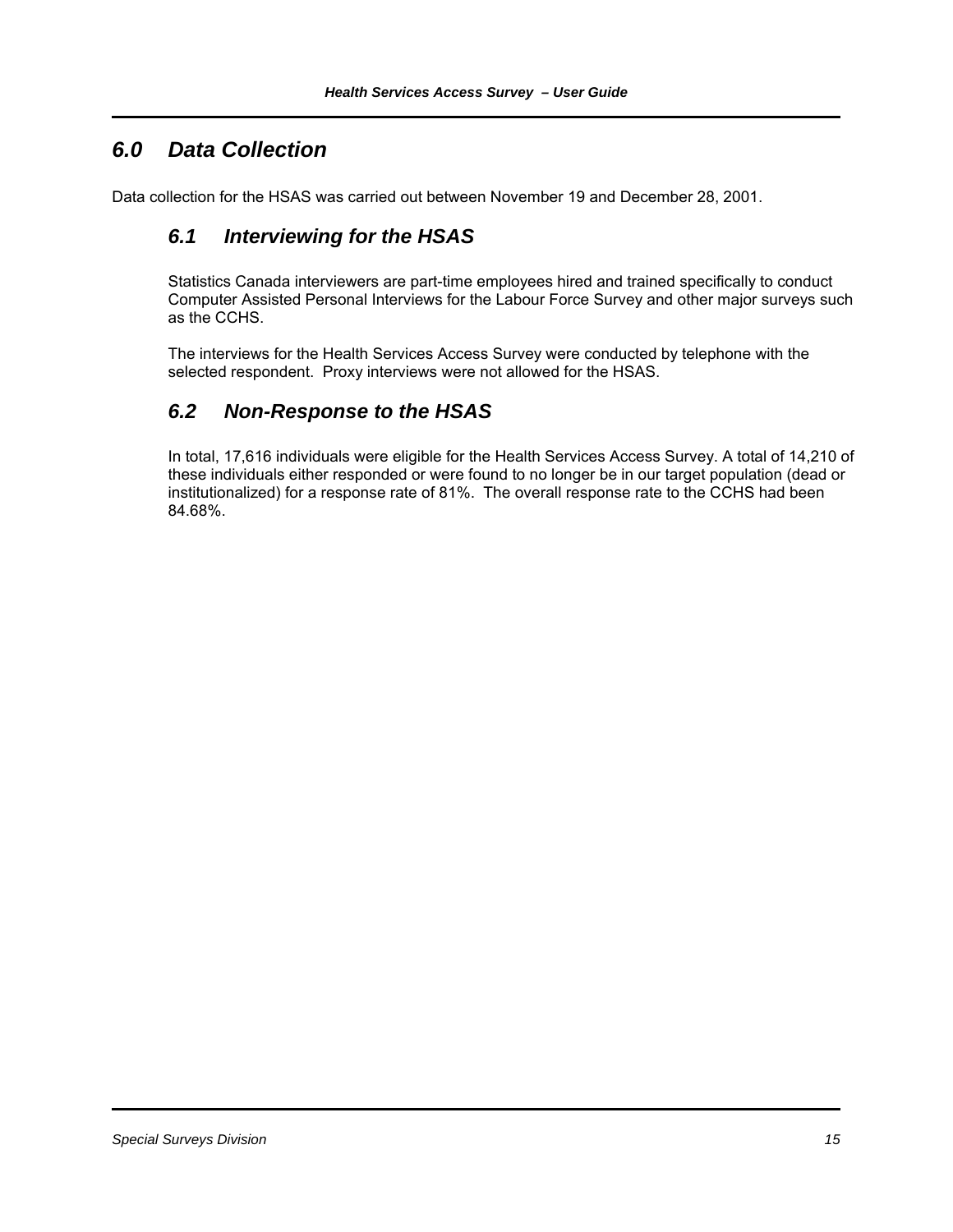# *6.0 Data Collection*

Data collection for the HSAS was carried out between November 19 and December 28, 2001.

## *6.1 Interviewing for the HSAS*

Statistics Canada interviewers are part-time employees hired and trained specifically to conduct Computer Assisted Personal Interviews for the Labour Force Survey and other major surveys such as the CCHS.

The interviews for the Health Services Access Survey were conducted by telephone with the selected respondent. Proxy interviews were not allowed for the HSAS.

## *6.2 Non-Response to the HSAS*

In total, 17,616 individuals were eligible for the Health Services Access Survey. A total of 14,210 of these individuals either responded or were found to no longer be in our target population (dead or institutionalized) for a response rate of 81%. The overall response rate to the CCHS had been 84.68%.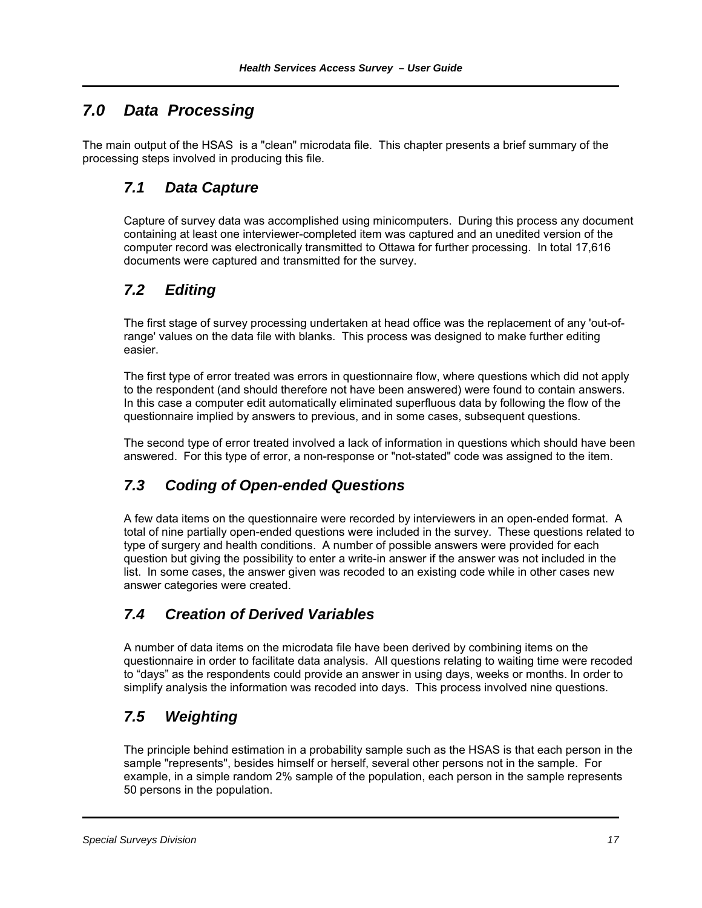# 7.0 Data Processing

The main output of the HSAS is a "clean" microdata file. This chapter presents a brief summary of the processing steps involved in producing this file.

## 7.1 Data Capture

Capture of survey data was accomplished using minicomputers. During this process any document containing at least one interviewer-completed item was captured and an unedited version of the computer record was electronically transmitted to Ottawa for further processing. In total 17,616 documents were captured and transmitted for the survey.

## 7.2 Editing

The first stage of survey processing undertaken at head office was the replacement of any 'out-of-range' values on the data file with blanks. This process was designed to make further editing easier.

The first type of error treated was errors in questionnaire flow, where questions which did not apply to the respondent (and should therefore not have been answered) were found to contain answers. In this case a computer edit automatically eliminated superfluous data by following the flow of the questionnaire implied by answers to previous, and in some cases, subsequent questions.

The second type of error treated involved a lack of information in questions which should have been answered. For this type of error, a non-response or "not-stated" code was assigned to the item.

## 7.3 Coding of Open-ended Questions

A few data items on the questionnaire were recorded by interviewers in an open-ended format. A total of nine partially open-ended questions were included in the survey. These questions related to type of surgery and health conditions. A number of possible answers were provided for each question but giving the possibility to enter a write-in answer if the answer was not included in the list. In some cases, the answer given was recoded to an existing code while in other cases new answer categories were created.

## 7.4 Creation of Derived Variables

A number of data items on the microdata file have been derived by combining items on the questionnaire in order to facilitate data analysis. All questions relating to waiting time were recoded to "days" as the respondents could provide an answer in using days, weeks or months. In order to simplify analysis the information was recoded into days. This process involved nine questions.

## 7.5 Weighting

The principle behind estimation in a probability sample such as the HSAS is that each person in the sample "represents", besides himself or herself, several other persons not in the sample. For example, in a simple random 2% sample of the population, each person in the sample represents 50 persons in the population.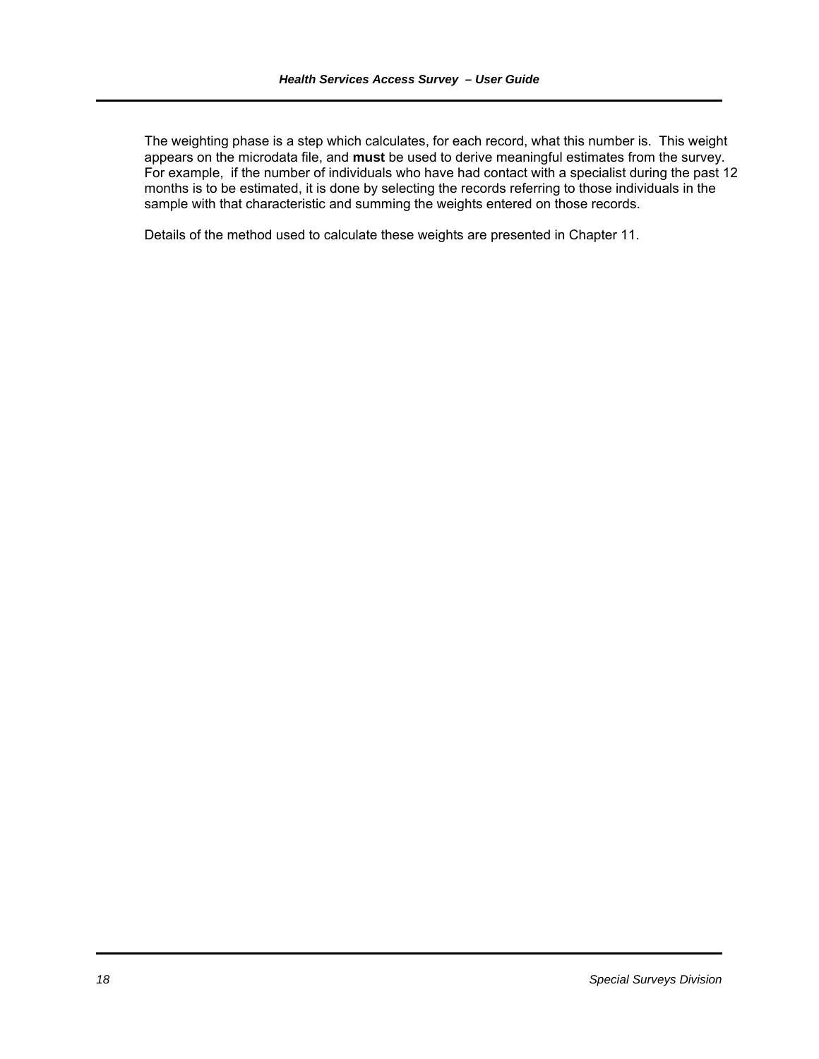The weighting phase is a step which calculates, for each record, what this number is. This weight appears on the microdata file, and **must** be used to derive meaningful estimates from the survey. For example, if the number of individuals who have had contact with a specialist during the past 12 months is to be estimated, it is done by selecting the records referring to those individuals in the sample with that characteristic and summing the weights entered on those records.

Details of the method used to calculate these weights are presented in Chapter 11.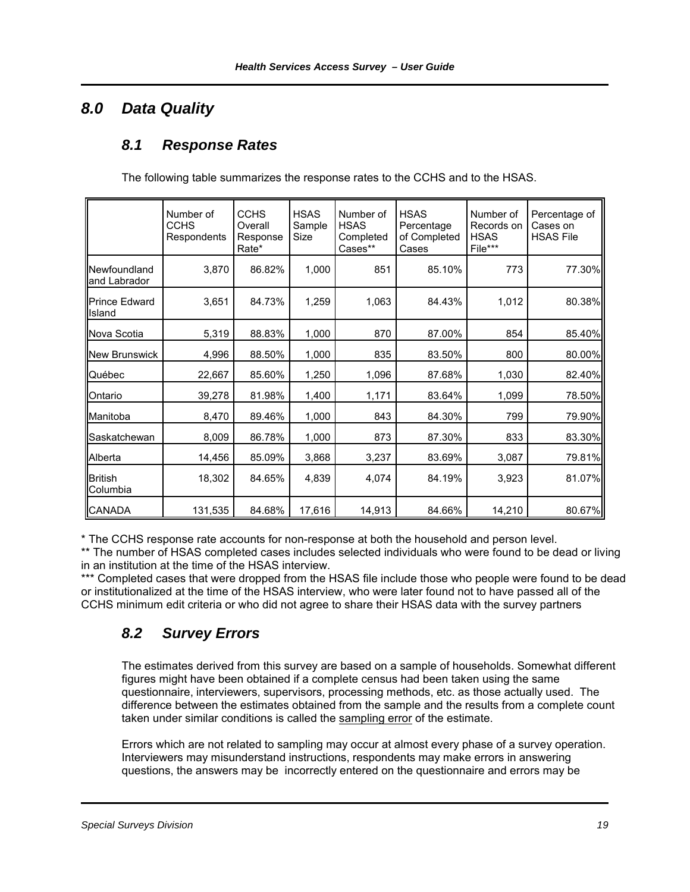# 8.0 Data Quality

## 8.1 Response Rates

The following table summarizes the response rates to the CCHS and to the HSAS.

| | Number of CCHS Respondents | CCHS Overall Response Rate* | HSAS Sample Size | Number of HSAS Completed Cases** | HSAS Percentage of Completed Cases | Number of Records on HSAS File*** | Percentage of Cases on HSAS File |
|---|---|---|---|---|---|---|---|
| Newfoundland and Labrador | 3,870 | 86.82% | 1,000 | 851 | 85.10% | 773 | 77.30% |
| Prince Edward Island | 3,651 | 84.73% | 1,259 | 1,063 | 84.43% | 1,012 | 80.38% |
| Nova Scotia | 5,319 | 88.83% | 1,000 | 870 | 87.00% | 854 | 85.40% |
| New Brunswick | 4,996 | 88.50% | 1,000 | 835 | 83.50% | 800 | 80.00% |
| Québec | 22,667 | 85.60% | 1,250 | 1,096 | 87.68% | 1,030 | 82.40% |
| Ontario | 39,278 | 81.98% | 1,400 | 1,171 | 83.64% | 1,099 | 78.50% |
| Manitoba | 8,470 | 89.46% | 1,000 | 843 | 84.30% | 799 | 79.90% |
| Saskatchewan | 8,009 | 86.78% | 1,000 | 873 | 87.30% | 833 | 83.30% |
| Alberta | 14,456 | 85.09% | 3,868 | 3,237 | 83.69% | 3,087 | 79.81% |
| British Columbia | 18,302 | 84.65% | 4,839 | 4,074 | 84.19% | 3,923 | 81.07% |
| CANADA | 131,535 | 84.68% | 17,616 | 14,913 | 84.66% | 14,210 | 80.67% |

* The CCHS response rate accounts for non-response at both the household and person level.

** The number of HSAS completed cases includes selected individuals who were found to be dead or living in an institution at the time of the HSAS interview.

*** Completed cases that were dropped from the HSAS file include those who people were found to be dead or institutionalized at the time of the HSAS interview, who were later found not to have passed all of the CCHS minimum edit criteria or who did not agree to share their HSAS data with the survey partners

## 8.2 Survey Errors

The estimates derived from this survey are based on a sample of households. Somewhat different figures might have been obtained if a complete census had been taken using the same questionnaire, interviewers, supervisors, processing methods, etc. as those actually used. The difference between the estimates obtained from the sample and the results from a complete count taken under similar conditions is called the sampling error of the estimate.

Errors which are not related to sampling may occur at almost every phase of a survey operation. Interviewers may misunderstand instructions, respondents may make errors in answering questions, the answers may be incorrectly entered on the questionnaire and errors may be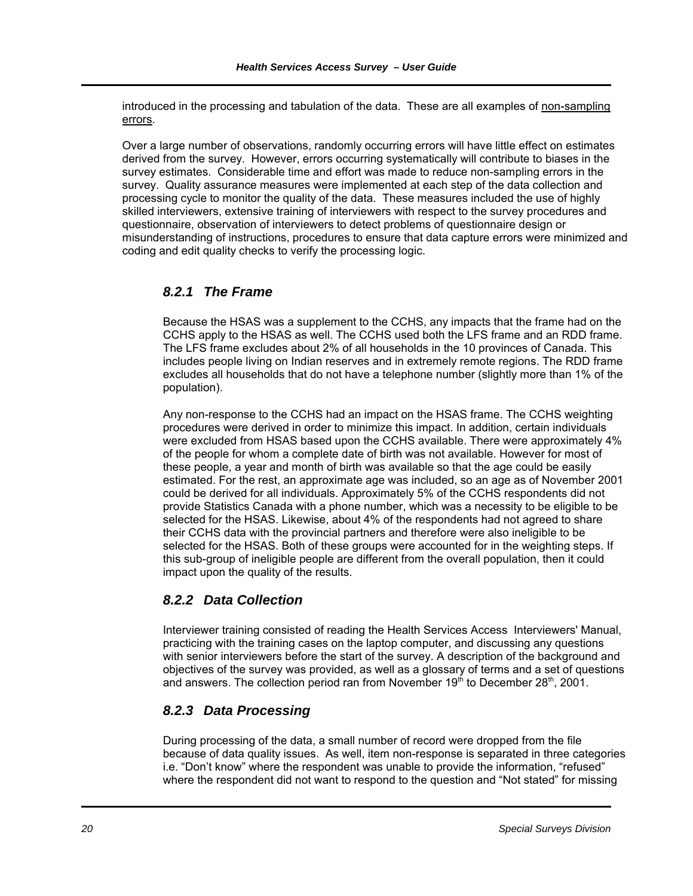introduced in the processing and tabulation of the data. These are all examples of non-sampling errors.

Over a large number of observations, randomly occurring errors will have little effect on estimates derived from the survey. However, errors occurring systematically will contribute to biases in the survey estimates. Considerable time and effort was made to reduce non-sampling errors in the survey. Quality assurance measures were implemented at each step of the data collection and processing cycle to monitor the quality of the data. These measures included the use of highly skilled interviewers, extensive training of interviewers with respect to the survey procedures and questionnaire, observation of interviewers to detect problems of questionnaire design or misunderstanding of instructions, procedures to ensure that data capture errors were minimized and coding and edit quality checks to verify the processing logic.

### *8.2.1 The Frame*

Because the HSAS was a supplement to the CCHS, any impacts that the frame had on the CCHS apply to the HSAS as well. The CCHS used both the LFS frame and an RDD frame. The LFS frame excludes about 2% of all households in the 10 provinces of Canada. This includes people living on Indian reserves and in extremely remote regions. The RDD frame excludes all households that do not have a telephone number (slightly more than 1% of the population).

Any non-response to the CCHS had an impact on the HSAS frame. The CCHS weighting procedures were derived in order to minimize this impact. In addition, certain individuals were excluded from HSAS based upon the CCHS available. There were approximately 4% of the people for whom a complete date of birth was not available. However for most of these people, a year and month of birth was available so that the age could be easily estimated. For the rest, an approximate age was included, so an age as of November 2001 could be derived for all individuals. Approximately 5% of the CCHS respondents did not provide Statistics Canada with a phone number, which was a necessity to be eligible to be selected for the HSAS. Likewise, about 4% of the respondents had not agreed to share their CCHS data with the provincial partners and therefore were also ineligible to be selected for the HSAS. Both of these groups were accounted for in the weighting steps. If this sub-group of ineligible people are different from the overall population, then it could impact upon the quality of the results.

### *8.2.2 Data Collection*

Interviewer training consisted of reading the Health Services Access Interviewers' Manual, practicing with the training cases on the laptop computer, and discussing any questions with senior interviewers before the start of the survey. A description of the background and objectives of the survey was provided, as well as a glossary of terms and a set of questions and answers. The collection period ran from November 19th to December 28th, 2001.

### *8.2.3 Data Processing*

During processing of the data, a small number of record were dropped from the file because of data quality issues. As well, item non-response is separated in three categories i.e. “Don’t know” where the respondent was unable to provide the information, “refused” where the respondent did not want to respond to the question and “Not stated” for missing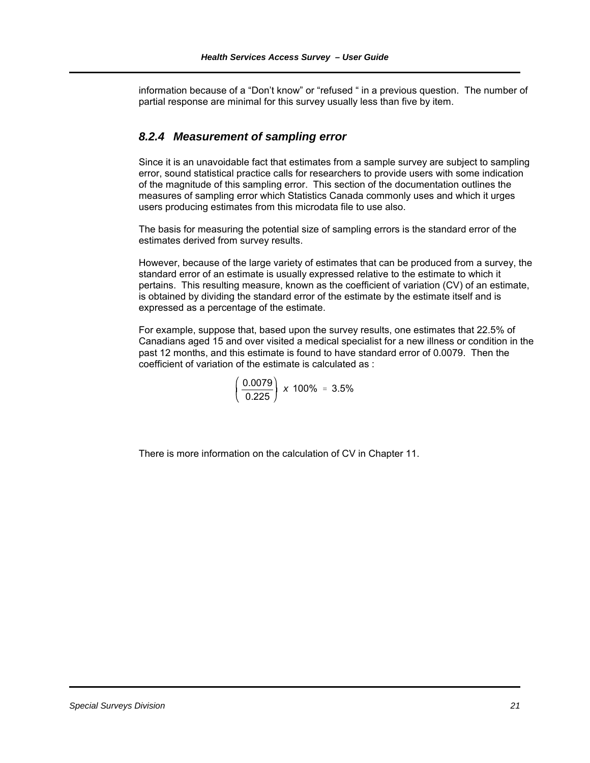information because of a “Don’t know” or “refused “ in a previous question. The number of partial response are minimal for this survey usually less than five by item.

### 8.2.4 Measurement of sampling error

Since it is an unavoidable fact that estimates from a sample survey are subject to sampling error, sound statistical practice calls for researchers to provide users with some indication of the magnitude of this sampling error. This section of the documentation outlines the measures of sampling error which Statistics Canada commonly uses and which it urges users producing estimates from this microdata file to use also.

The basis for measuring the potential size of sampling errors is the standard error of the estimates derived from survey results.

However, because of the large variety of estimates that can be produced from a survey, the standard error of an estimate is usually expressed relative to the estimate to which it pertains. This resulting measure, known as the coefficient of variation (CV) of an estimate, is obtained by dividing the standard error of the estimate by the estimate itself and is expressed as a percentage of the estimate.

For example, suppose that, based upon the survey results, one estimates that 22.5% of Canadians aged 15 and over visited a medical specialist for a new illness or condition in the past 12 months, and this estimate is found to have standard error of 0.0079. Then the coefficient of variation of the estimate is calculated as :

$$\left( \frac{0.0079}{0.225} \right) x \ 100\% = 3.5\%$$

There is more information on the calculation of CV in Chapter 11.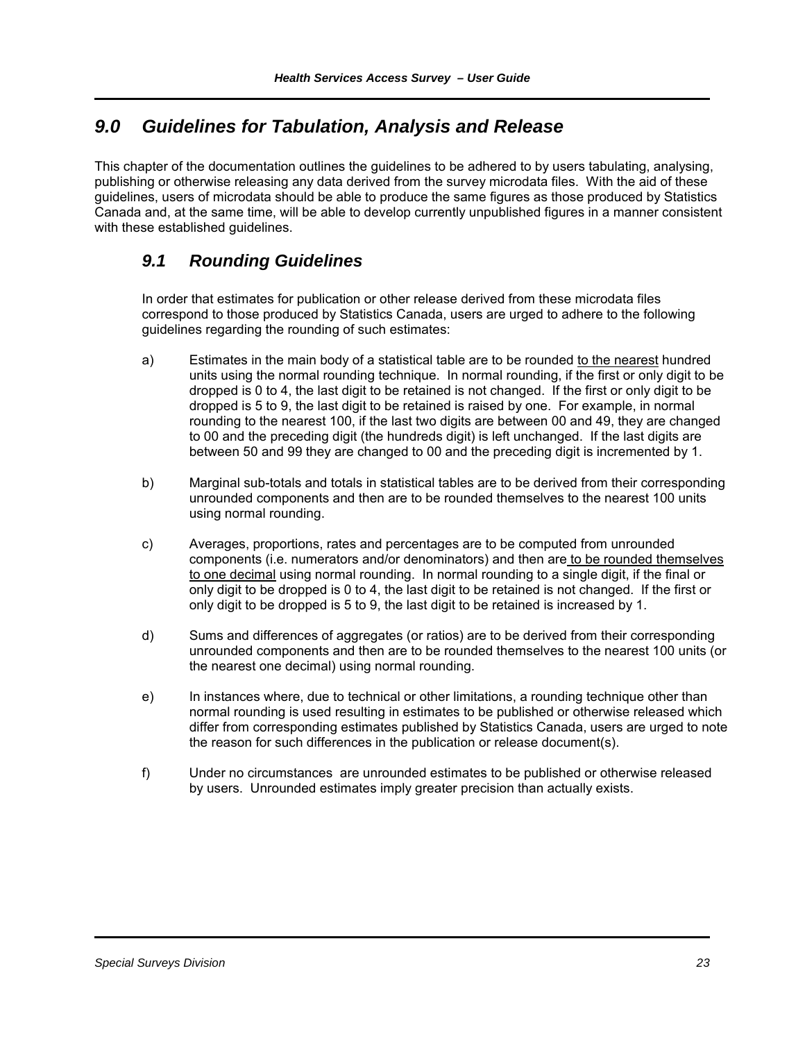# 9.0 Guidelines for Tabulation, Analysis and Release

This chapter of the documentation outlines the guidelines to be adhered to by users tabulating, analysing, publishing or otherwise releasing any data derived from the survey microdata files. With the aid of these guidelines, users of microdata should be able to produce the same figures as those produced by Statistics Canada and, at the same time, will be able to develop currently unpublished figures in a manner consistent with these established guidelines.

## 9.1 Rounding Guidelines

In order that estimates for publication or other release derived from these microdata files correspond to those produced by Statistics Canada, users are urged to adhere to the following guidelines regarding the rounding of such estimates:

a) Estimates in the main body of a statistical table are to be rounded <u>to the nearest</u> hundred units using the normal rounding technique. In normal rounding, if the first or only digit to be dropped is 0 to 4, the last digit to be retained is not changed. If the first or only digit to be dropped is 5 to 9, the last digit to be retained is raised by one. For example, in normal rounding to the nearest 100, if the last two digits are between 00 and 49, they are changed to 00 and the preceding digit (the hundreds digit) is left unchanged. If the last digits are between 50 and 99 they are changed to 00 and the preceding digit is incremented by 1.

b) Marginal sub-totals and totals in statistical tables are to be derived from their corresponding unrounded components and then are to be rounded themselves to the nearest 100 units using normal rounding.

c) Averages, proportions, rates and percentages are to be computed from unrounded components (i.e. numerators and/or denominators) and then are <u>to be rounded themselves to one decimal</u> using normal rounding. In normal rounding to a single digit, if the final or only digit to be dropped is 0 to 4, the last digit to be retained is not changed. If the first or only digit to be dropped is 5 to 9, the last digit to be retained is increased by 1.

d) Sums and differences of aggregates (or ratios) are to be derived from their corresponding unrounded components and then are to be rounded themselves to the nearest 100 units (or the nearest one decimal) using normal rounding.

e) In instances where, due to technical or other limitations, a rounding technique other than normal rounding is used resulting in estimates to be published or otherwise released which differ from corresponding estimates published by Statistics Canada, users are urged to note the reason for such differences in the publication or release document(s).

f) Under no circumstances are unrounded estimates to be published or otherwise released by users. Unrounded estimates imply greater precision than actually exists.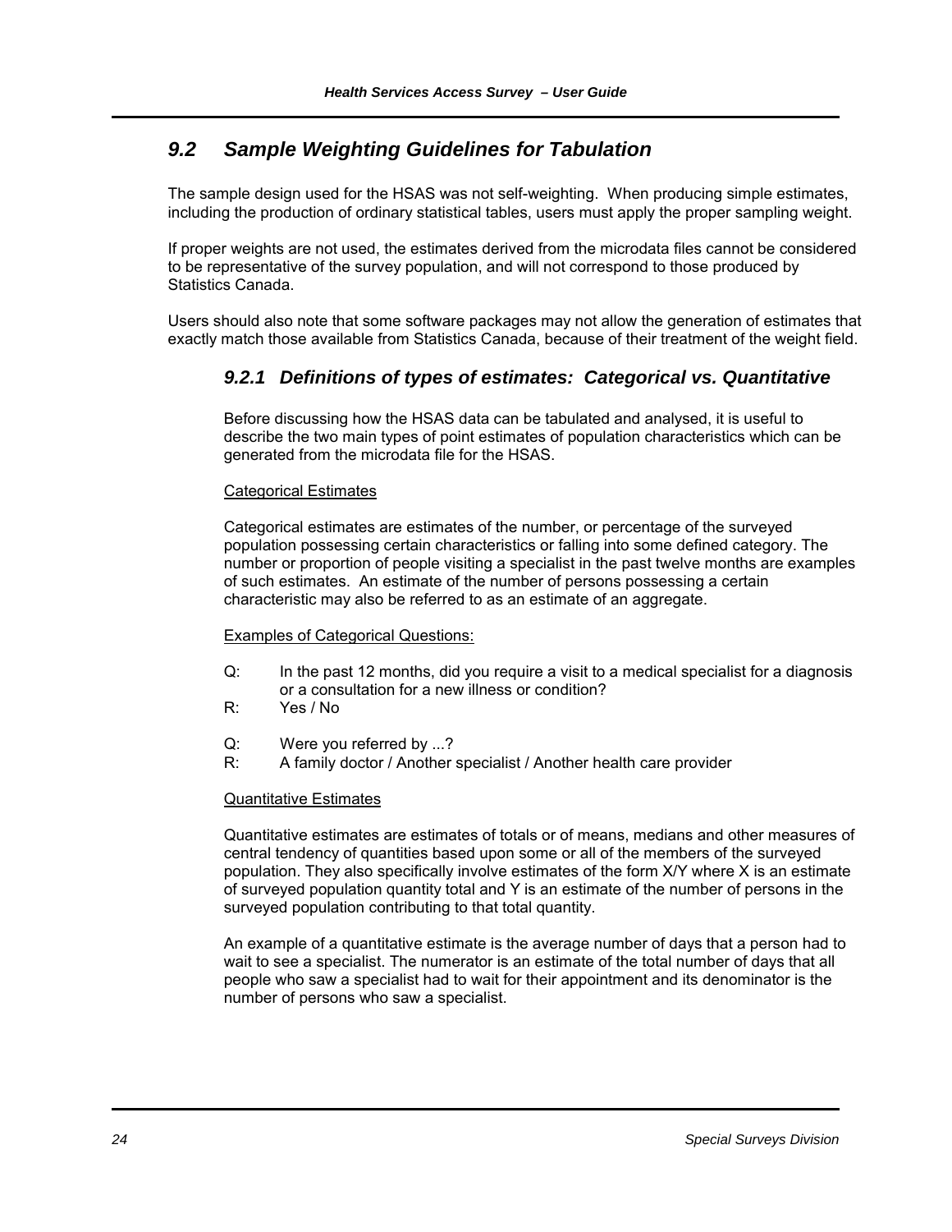## *9.2 Sample Weighting Guidelines for Tabulation*

The sample design used for the HSAS was not self-weighting. When producing simple estimates, including the production of ordinary statistical tables, users must apply the proper sampling weight.

If proper weights are not used, the estimates derived from the microdata files cannot be considered to be representative of the survey population, and will not correspond to those produced by Statistics Canada.

Users should also note that some software packages may not allow the generation of estimates that exactly match those available from Statistics Canada, because of their treatment of the weight field.

### *9.2.1 Definitions of types of estimates: Categorical vs. Quantitative*

Before discussing how the HSAS data can be tabulated and analysed, it is useful to describe the two main types of point estimates of population characteristics which can be generated from the microdata file for the HSAS.

<u>Categorical Estimates</u>

Categorical estimates are estimates of the number, or percentage of the surveyed population possessing certain characteristics or falling into some defined category. The number or proportion of people visiting a specialist in the past twelve months are examples of such estimates. An estimate of the number of persons possessing a certain characteristic may also be referred to as an estimate of an aggregate.

<u>Examples of Categorical Questions:</u>

Q: In the past 12 months, did you require a visit to a medical specialist for a diagnosis or a consultation for a new illness or condition?
R: Yes / No

Q: Were you referred by ...?
R: A family doctor / Another specialist / Another health care provider

<u>Quantitative Estimates</u>

Quantitative estimates are estimates of totals or of means, medians and other measures of central tendency of quantities based upon some or all of the members of the surveyed population. They also specifically involve estimates of the form X/Y where X is an estimate of surveyed population quantity total and Y is an estimate of the number of persons in the surveyed population contributing to that total quantity.

An example of a quantitative estimate is the average number of days that a person had to wait to see a specialist. The numerator is an estimate of the total number of days that all people who saw a specialist had to wait for their appointment and its denominator is the number of persons who saw a specialist.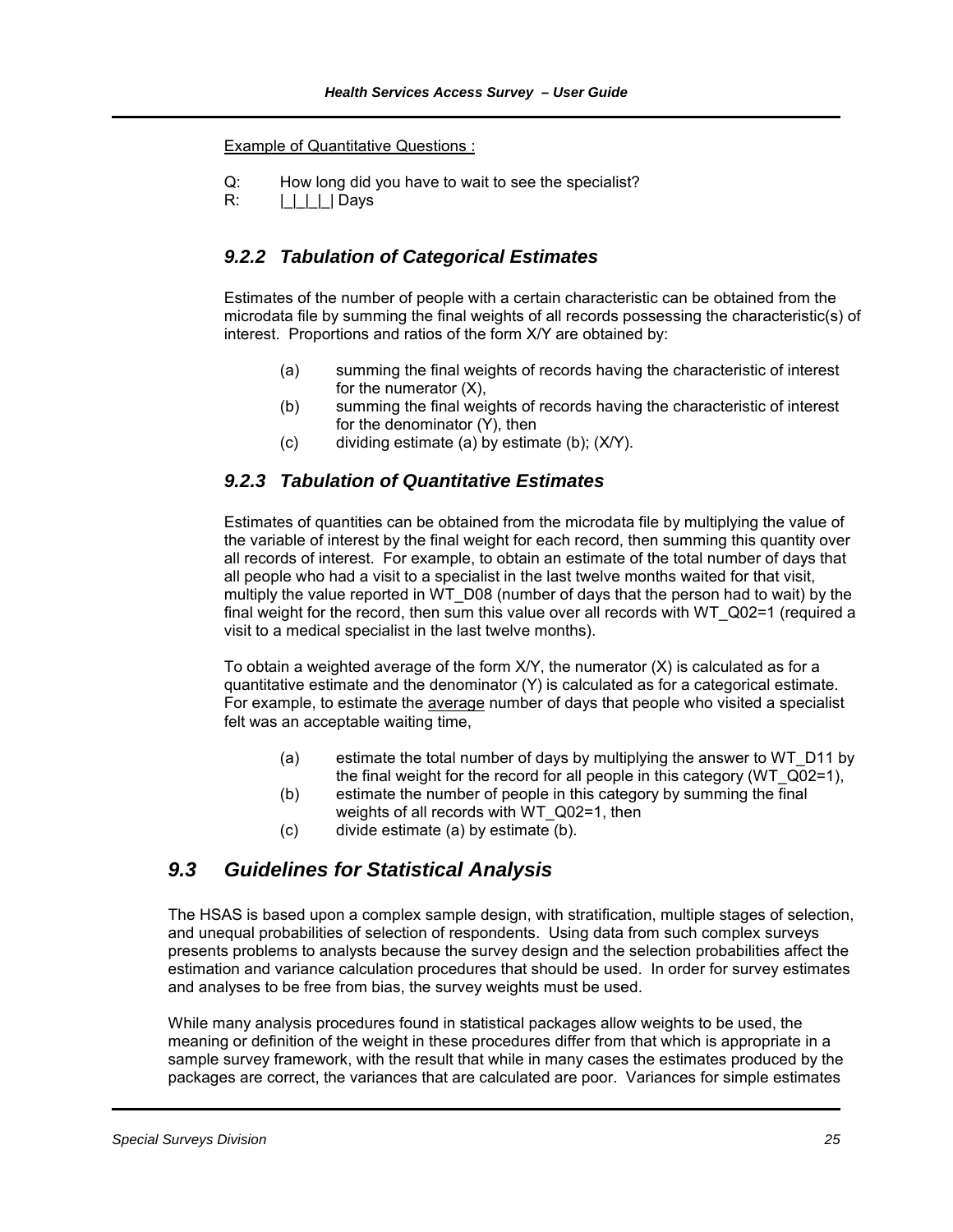<u>Example of Quantitative Questions :</u>

Q: How long did you have to wait to see the specialist?
R: |_|_|_|_| Days

### *9.2.2 Tabulation of Categorical Estimates*

Estimates of the number of people with a certain characteristic can be obtained from the microdata file by summing the final weights of all records possessing the characteristic(s) of interest. Proportions and ratios of the form X/Y are obtained by:

(a) summing the final weights of records having the characteristic of interest for the numerator (X),
(b) summing the final weights of records having the characteristic of interest for the denominator (Y), then
(c) dividing estimate (a) by estimate (b); (X/Y).

### *9.2.3 Tabulation of Quantitative Estimates*

Estimates of quantities can be obtained from the microdata file by multiplying the value of the variable of interest by the final weight for each record, then summing this quantity over all records of interest. For example, to obtain an estimate of the total number of days that all people who had a visit to a specialist in the last twelve months waited for that visit, multiply the value reported in WT_D08 (number of days that the person had to wait) by the final weight for the record, then sum this value over all records with WT_Q02=1 (required a visit to a medical specialist in the last twelve months).

To obtain a weighted average of the form X/Y, the numerator (X) is calculated as for a quantitative estimate and the denominator (Y) is calculated as for a categorical estimate. For example, to estimate the <u>average</u> number of days that people who visited a specialist felt was an acceptable waiting time,

(a) estimate the total number of days by multiplying the answer to WT_D11 by the final weight for the record for all people in this category (WT_Q02=1),
(b) estimate the number of people in this category by summing the final weights of all records with WT_Q02=1, then
(c) divide estimate (a) by estimate (b).

## *9.3 Guidelines for Statistical Analysis*

The HSAS is based upon a complex sample design, with stratification, multiple stages of selection, and unequal probabilities of selection of respondents. Using data from such complex surveys presents problems to analysts because the survey design and the selection probabilities affect the estimation and variance calculation procedures that should be used. In order for survey estimates and analyses to be free from bias, the survey weights must be used.

While many analysis procedures found in statistical packages allow weights to be used, the meaning or definition of the weight in these procedures differ from that which is appropriate in a sample survey framework, with the result that while in many cases the estimates produced by the packages are correct, the variances that are calculated are poor. Variances for simple estimates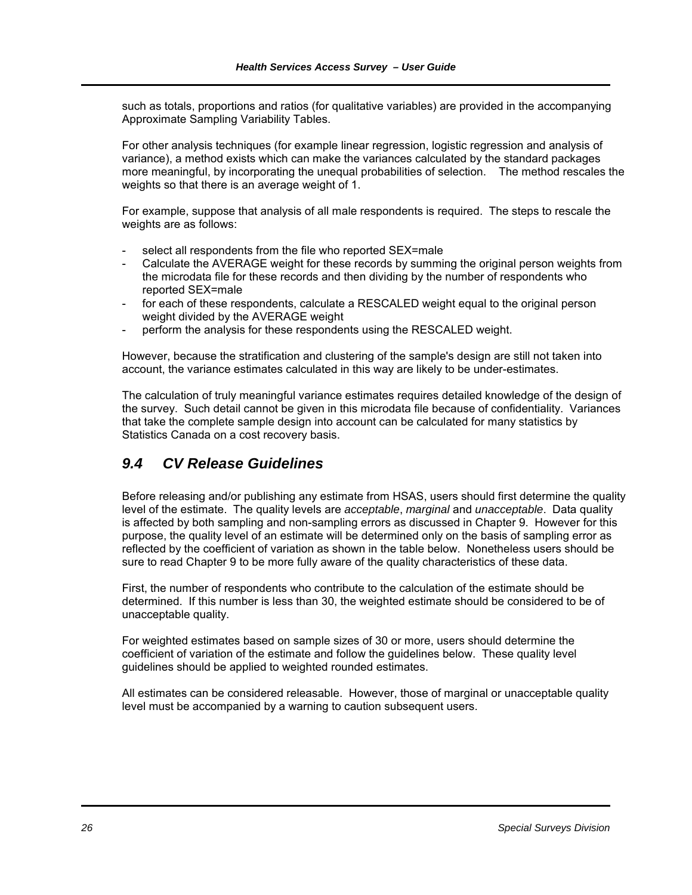such as totals, proportions and ratios (for qualitative variables) are provided in the accompanying Approximate Sampling Variability Tables.

For other analysis techniques (for example linear regression, logistic regression and analysis of variance), a method exists which can make the variances calculated by the standard packages more meaningful, by incorporating the unequal probabilities of selection. The method rescales the weights so that there is an average weight of 1.

For example, suppose that analysis of all male respondents is required. The steps to rescale the weights are as follows:

- select all respondents from the file who reported SEX=male
- Calculate the AVERAGE weight for these records by summing the original person weights from the microdata file for these records and then dividing by the number of respondents who reported SEX=male
- for each of these respondents, calculate a RESCALED weight equal to the original person weight divided by the AVERAGE weight
- perform the analysis for these respondents using the RESCALED weight.

However, because the stratification and clustering of the sample's design are still not taken into account, the variance estimates calculated in this way are likely to be under-estimates.

The calculation of truly meaningful variance estimates requires detailed knowledge of the design of the survey. Such detail cannot be given in this microdata file because of confidentiality. Variances that take the complete sample design into account can be calculated for many statistics by Statistics Canada on a cost recovery basis.

## *9.4 CV Release Guidelines*

Before releasing and/or publishing any estimate from HSAS, users should first determine the quality level of the estimate. The quality levels are *acceptable*, *marginal* and *unacceptable*. Data quality is affected by both sampling and non-sampling errors as discussed in Chapter 9. However for this purpose, the quality level of an estimate will be determined only on the basis of sampling error as reflected by the coefficient of variation as shown in the table below. Nonetheless users should be sure to read Chapter 9 to be more fully aware of the quality characteristics of these data.

First, the number of respondents who contribute to the calculation of the estimate should be determined. If this number is less than 30, the weighted estimate should be considered to be of unacceptable quality.

For weighted estimates based on sample sizes of 30 or more, users should determine the coefficient of variation of the estimate and follow the guidelines below. These quality level guidelines should be applied to weighted rounded estimates.

All estimates can be considered releasable. However, those of marginal or unacceptable quality level must be accompanied by a warning to caution subsequent users.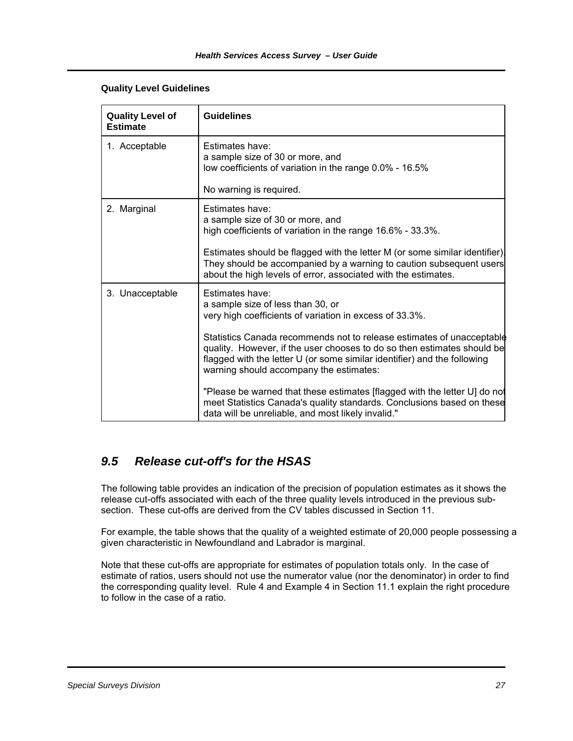**Quality Level Guidelines**

| Quality Level of Estimate | Guidelines |
|---|---|
| 1. Acceptable | Estimates have:<br>a sample size of 30 or more, and<br>low coefficients of variation in the range 0.0% - 16.5%<br><br>No warning is required. |
| 2. Marginal | Estimates have:<br>a sample size of 30 or more, and<br>high coefficients of variation in the range 16.6% - 33.3%.<br><br>Estimates should be flagged with the letter M (or some similar identifier). They should be accompanied by a warning to caution subsequent users about the high levels of error, associated with the estimates. |
| 3. Unacceptable | Estimates have:<br>a sample size of less than 30, or<br>very high coefficients of variation in excess of 33.3%.<br><br>Statistics Canada recommends not to release estimates of unacceptable quality. However, if the user chooses to do so then estimates should be flagged with the letter U (or some similar identifier) and the following warning should accompany the estimates:<br><br>"Please be warned that these estimates [flagged with the letter U] do not meet Statistics Canada's quality standards. Conclusions based on these data will be unreliable, and most likely invalid." |

## *9.5 Release cut-off's for the HSAS*

The following table provides an indication of the precision of population estimates as it shows the release cut-offs associated with each of the three quality levels introduced in the previous sub-section. These cut-offs are derived from the CV tables discussed in Section 11.

For example, the table shows that the quality of a weighted estimate of 20,000 people possessing a given characteristic in Newfoundland and Labrador is marginal.

Note that these cut-offs are appropriate for estimates of population totals only. In the case of estimate of ratios, users should not use the numerator value (nor the denominator) in order to find the corresponding quality level. Rule 4 and Example 4 in Section 11.1 explain the right procedure to follow in the case of a ratio.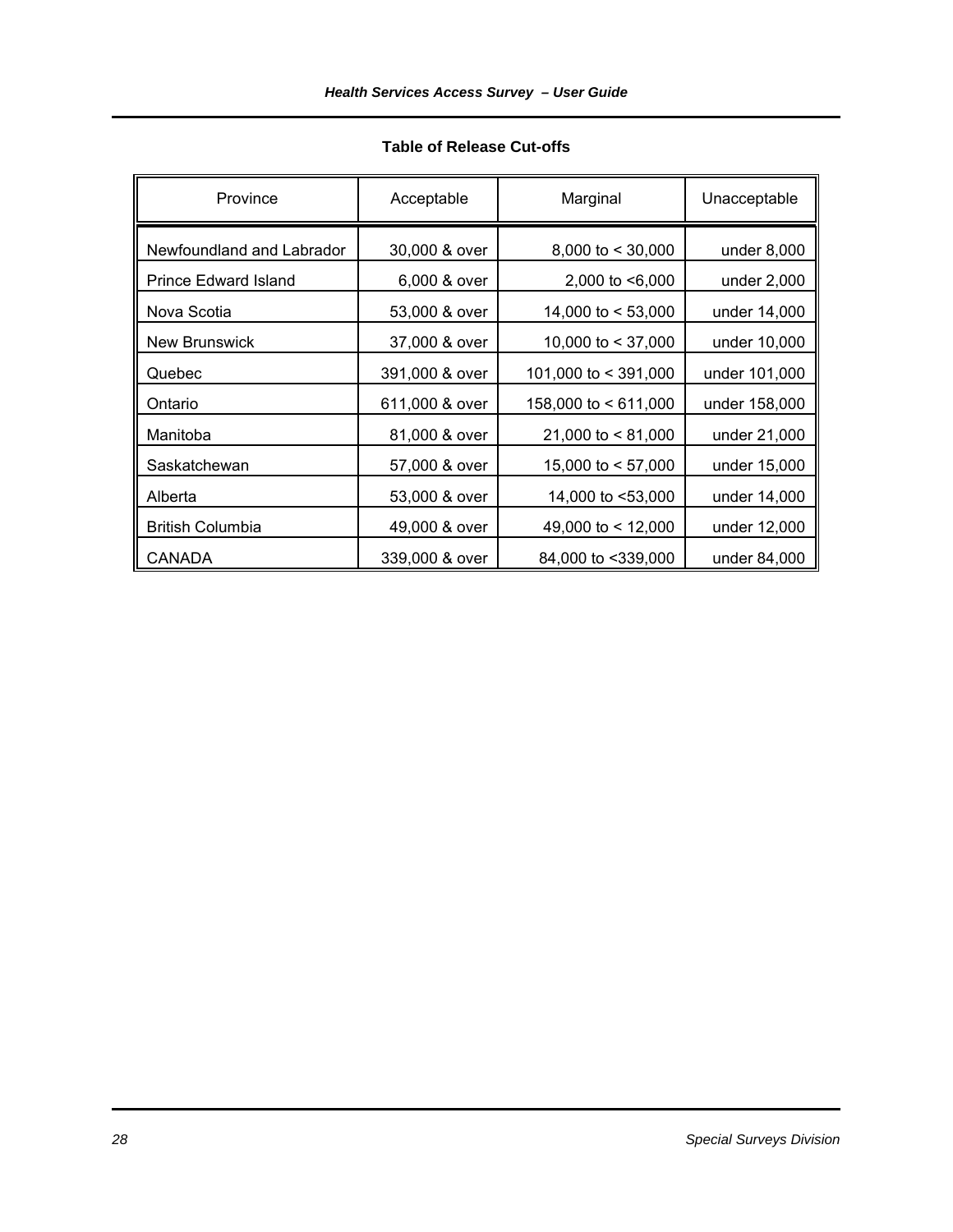**Table of Release Cut-offs**

| Province | Acceptable | Marginal | Unacceptable |
|---|---|---|---|
| Newfoundland and Labrador | 30,000 & over | 8,000 to < 30,000 | under 8,000 |
| Prince Edward Island | 6,000 & over | 2,000 to <6,000 | under 2,000 |
| Nova Scotia | 53,000 & over | 14,000 to < 53,000 | under 14,000 |
| New Brunswick | 37,000 & over | 10,000 to < 37,000 | under 10,000 |
| Quebec | 391,000 & over | 101,000 to < 391,000 | under 101,000 |
| Ontario | 611,000 & over | 158,000 to < 611,000 | under 158,000 |
| Manitoba | 81,000 & over | 21,000 to < 81,000 | under 21,000 |
| Saskatchewan | 57,000 & over | 15,000 to < 57,000 | under 15,000 |
| Alberta | 53,000 & over | 14,000 to <53,000 | under 14,000 |
| British Columbia | 49,000 & over | 49,000 to < 12,000 | under 12,000 |
| CANADA | 339,000 & over | 84,000 to <339,000 | under 84,000 |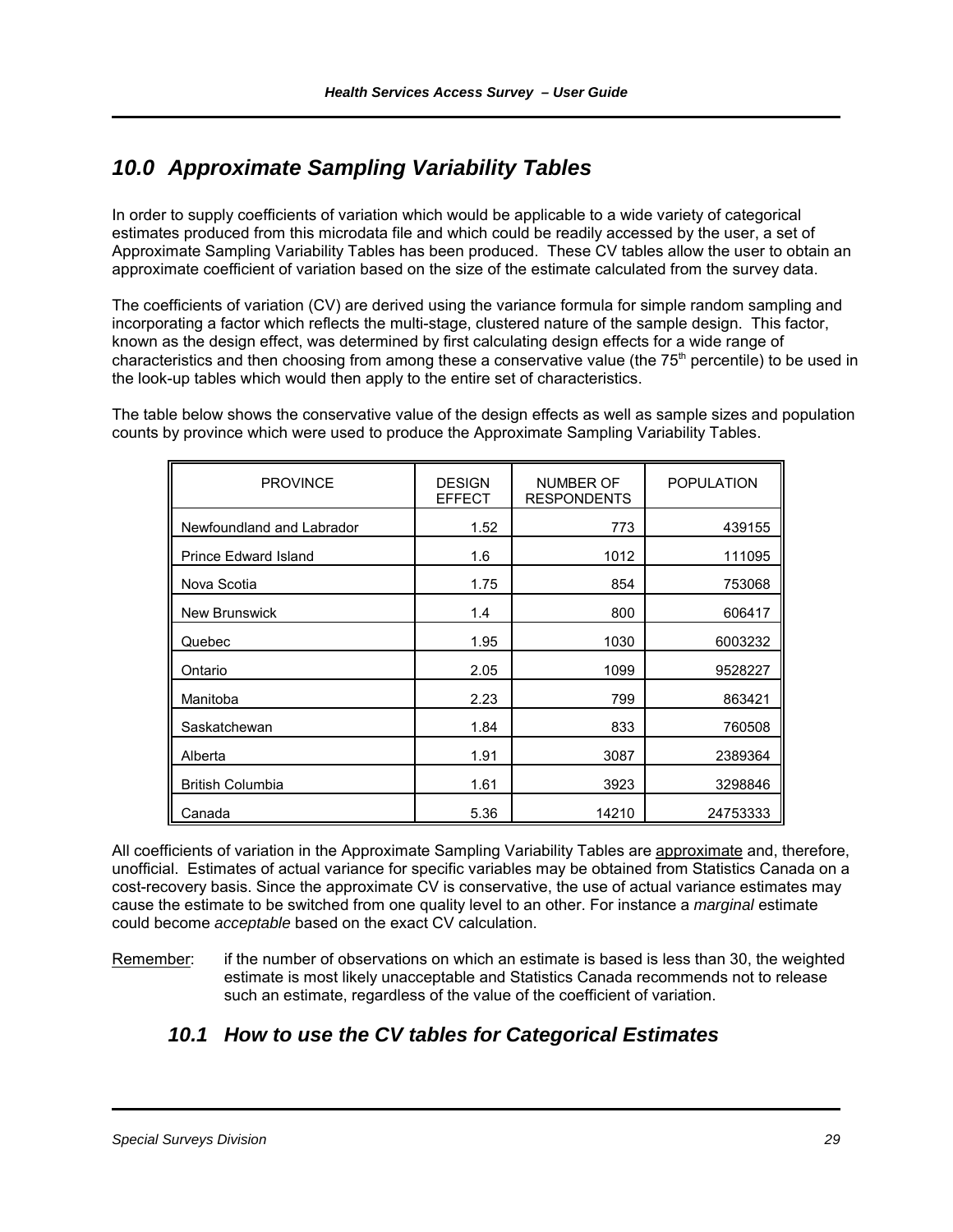## 10.0 Approximate Sampling Variability Tables

In order to supply coefficients of variation which would be applicable to a wide variety of categorical estimates produced from this microdata file and which could be readily accessed by the user, a set of Approximate Sampling Variability Tables has been produced. These CV tables allow the user to obtain an approximate coefficient of variation based on the size of the estimate calculated from the survey data.

The coefficients of variation (CV) are derived using the variance formula for simple random sampling and incorporating a factor which reflects the multi-stage, clustered nature of the sample design. This factor, known as the design effect, was determined by first calculating design effects for a wide range of characteristics and then choosing from among these a conservative value (the 75th percentile) to be used in the look-up tables which would then apply to the entire set of characteristics.

The table below shows the conservative value of the design effects as well as sample sizes and population counts by province which were used to produce the Approximate Sampling Variability Tables.

| PROVINCE | DESIGN EFFECT | NUMBER OF RESPONDENTS | POPULATION |
|---|---|---|---|
| Newfoundland and Labrador | 1.52 | 773 | 439155 |
| Prince Edward Island | 1.6 | 1012 | 111095 |
| Nova Scotia | 1.75 | 854 | 753068 |
| New Brunswick | 1.4 | 800 | 606417 |
| Quebec | 1.95 | 1030 | 6003232 |
| Ontario | 2.05 | 1099 | 9528227 |
| Manitoba | 2.23 | 799 | 863421 |
| Saskatchewan | 1.84 | 833 | 760508 |
| Alberta | 1.91 | 3087 | 2389364 |
| British Columbia | 1.61 | 3923 | 3298846 |
| Canada | 5.36 | 14210 | 24753333 |

All coefficients of variation in the Approximate Sampling Variability Tables are approximate and, therefore, unofficial. Estimates of actual variance for specific variables may be obtained from Statistics Canada on a cost-recovery basis. Since the approximate CV is conservative, the use of actual variance estimates may cause the estimate to be switched from one quality level to an other. For instance a *marginal* estimate could become *acceptable* based on the exact CV calculation.

Remember: if the number of observations on which an estimate is based is less than 30, the weighted estimate is most likely unacceptable and Statistics Canada recommends not to release such an estimate, regardless of the value of the coefficient of variation.

### 10.1 How to use the CV tables for Categorical Estimates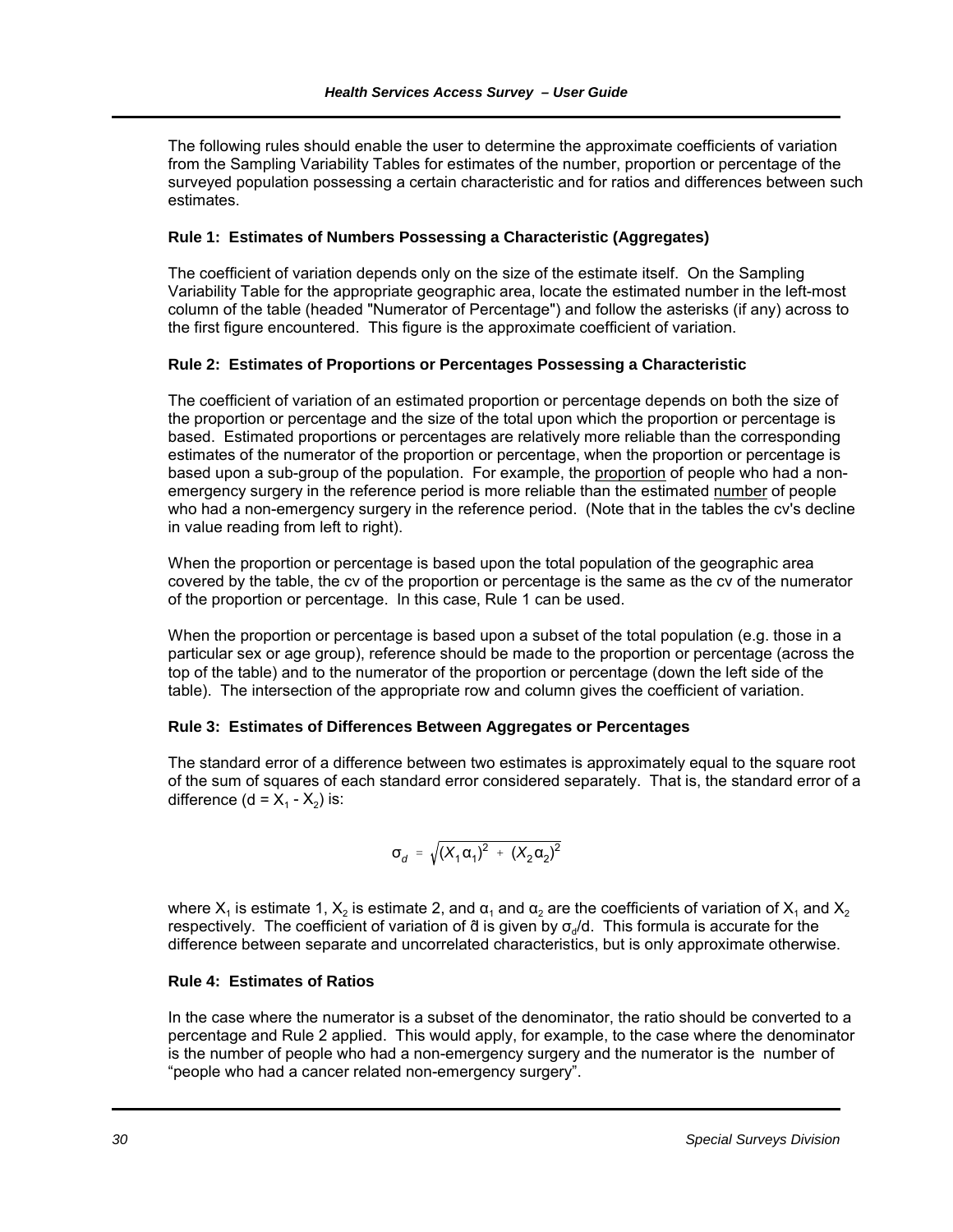The following rules should enable the user to determine the approximate coefficients of variation from the Sampling Variability Tables for estimates of the number, proportion or percentage of the surveyed population possessing a certain characteristic and for ratios and differences between such estimates.

**Rule 1: Estimates of Numbers Possessing a Characteristic (Aggregates)**

The coefficient of variation depends only on the size of the estimate itself. On the Sampling Variability Table for the appropriate geographic area, locate the estimated number in the left-most column of the table (headed "Numerator of Percentage") and follow the asterisks (if any) across to the first figure encountered. This figure is the approximate coefficient of variation.

**Rule 2: Estimates of Proportions or Percentages Possessing a Characteristic**

The coefficient of variation of an estimated proportion or percentage depends on both the size of the proportion or percentage and the size of the total upon which the proportion or percentage is based. Estimated proportions or percentages are relatively more reliable than the corresponding estimates of the numerator of the proportion or percentage, when the proportion or percentage is based upon a sub-group of the population. For example, the proportion of people who had a non-emergency surgery in the reference period is more reliable than the estimated number of people who had a non-emergency surgery in the reference period. (Note that in the tables the cv's decline in value reading from left to right).

When the proportion or percentage is based upon the total population of the geographic area covered by the table, the cv of the proportion or percentage is the same as the cv of the numerator of the proportion or percentage. In this case, Rule 1 can be used.

When the proportion or percentage is based upon a subset of the total population (e.g. those in a particular sex or age group), reference should be made to the proportion or percentage (across the top of the table) and to the numerator of the proportion or percentage (down the left side of the table). The intersection of the appropriate row and column gives the coefficient of variation.

**Rule 3: Estimates of Differences Between Aggregates or Percentages**

The standard error of a difference between two estimates is approximately equal to the square root of the sum of squares of each standard error considered separately. That is, the standard error of a difference ($d = X_1 - X_2$) is:

$$\sigma_d = \sqrt{(X_1\alpha_1)^2 + (X_2\alpha_2)^2}$$

where $X_1$ is estimate 1, $X_2$ is estimate 2, and $\alpha_1$ and $\alpha_2$ are the coefficients of variation of $X_1$ and $X_2$ respectively. The coefficient of variation of $\hat{d}$ is given by $\sigma_d/d$. This formula is accurate for the difference between separate and uncorrelated characteristics, but is only approximate otherwise.

**Rule 4: Estimates of Ratios**

In the case where the numerator is a subset of the denominator, the ratio should be converted to a percentage and Rule 2 applied. This would apply, for example, to the case where the denominator is the number of people who had a non-emergency surgery and the numerator is the number of "people who had a cancer related non-emergency surgery".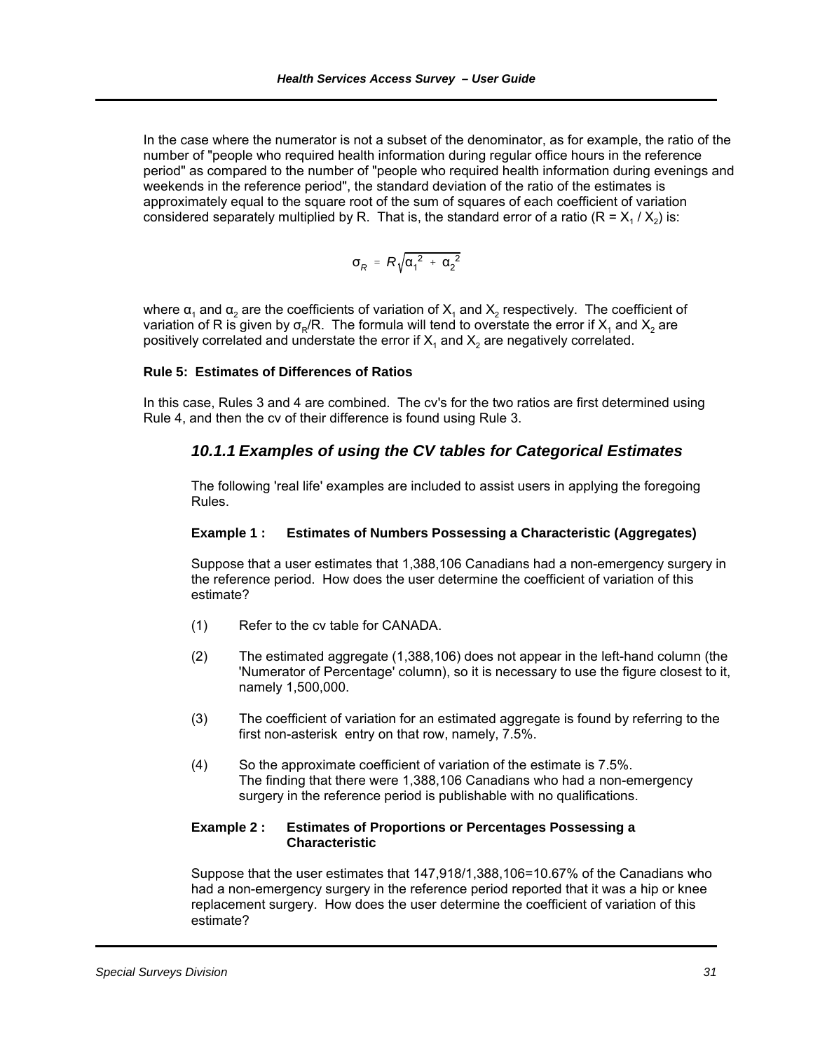In the case where the numerator is not a subset of the denominator, as for example, the ratio of the number of "people who required health information during regular office hours in the reference period" as compared to the number of "people who required health information during evenings and weekends in the reference period", the standard deviation of the ratio of the estimates is approximately equal to the square root of the sum of squares of each coefficient of variation considered separately multiplied by R. That is, the standard error of a ratio ($R = X_1 / X_2$) is:

$$\sigma_R = R\sqrt{\alpha_1^2 + \alpha_2^2}$$

where $\alpha_1$ and $\alpha_2$ are the coefficients of variation of $X_1$ and $X_2$ respectively. The coefficient of variation of R is given by $\sigma_R/R$. The formula will tend to overstate the error if $X_1$ and $X_2$ are positively correlated and understate the error if $X_1$ and $X_2$ are negatively correlated.

**Rule 5: Estimates of Differences of Ratios**

In this case, Rules 3 and 4 are combined. The cv's for the two ratios are first determined using Rule 4, and then the cv of their difference is found using Rule 3.

### *10.1.1 Examples of using the CV tables for Categorical Estimates*

The following 'real life' examples are included to assist users in applying the foregoing Rules.

**Example 1 : Estimates of Numbers Possessing a Characteristic (Aggregates)**

Suppose that a user estimates that 1,388,106 Canadians had a non-emergency surgery in the reference period. How does the user determine the coefficient of variation of this estimate?

(1) Refer to the cv table for CANADA.

(2) The estimated aggregate (1,388,106) does not appear in the left-hand column (the 'Numerator of Percentage' column), so it is necessary to use the figure closest to it, namely 1,500,000.

(3) The coefficient of variation for an estimated aggregate is found by referring to the first non-asterisk entry on that row, namely, 7.5%.

(4) So the approximate coefficient of variation of the estimate is 7.5%.
The finding that there were 1,388,106 Canadians who had a non-emergency surgery in the reference period is publishable with no qualifications.

**Example 2 : Estimates of Proportions or Percentages Possessing a Characteristic**

Suppose that the user estimates that 147,918/1,388,106=10.67% of the Canadians who had a non-emergency surgery in the reference period reported that it was a hip or knee replacement surgery. How does the user determine the coefficient of variation of this estimate?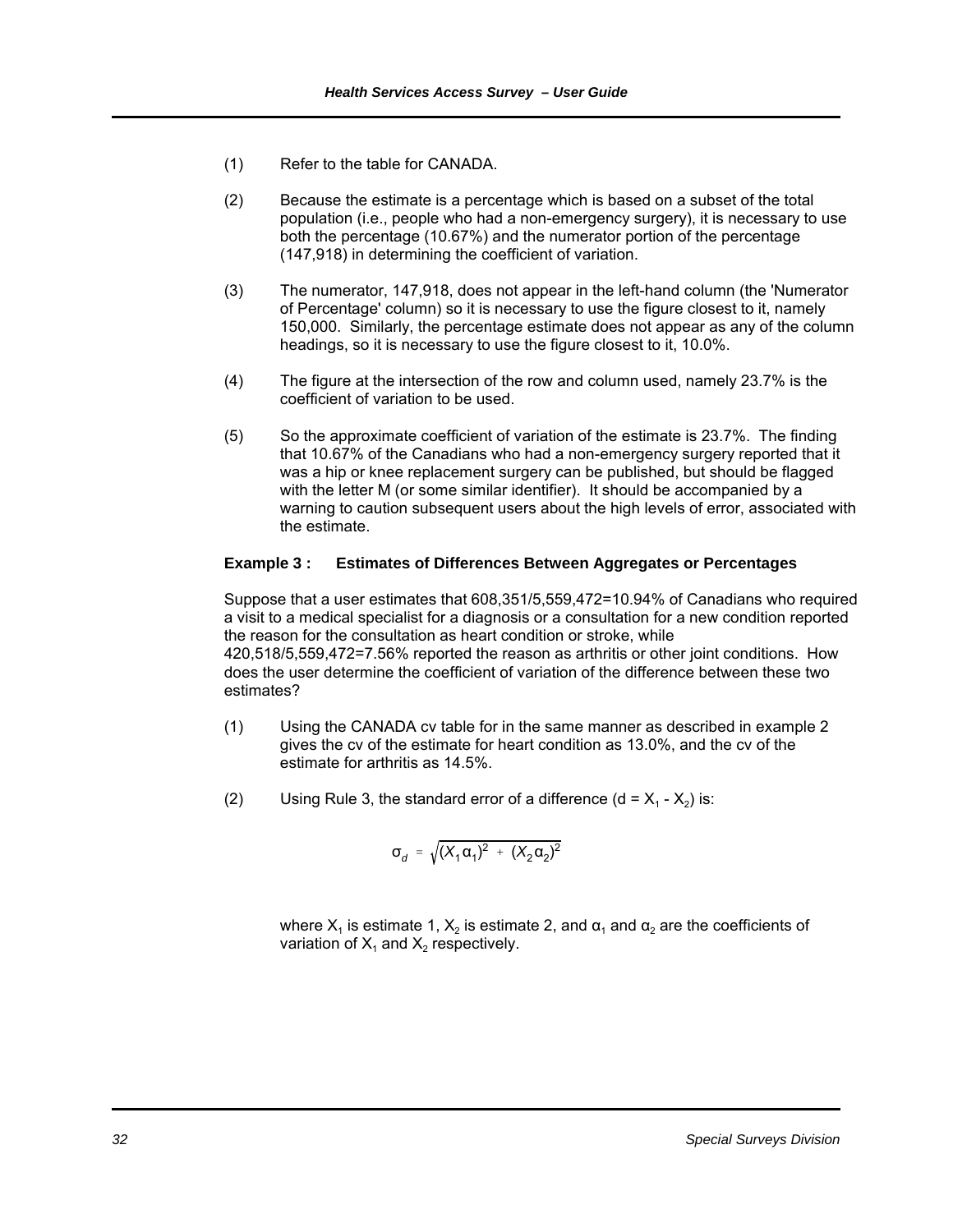(1) Refer to the table for CANADA.

(2) Because the estimate is a percentage which is based on a subset of the total population (i.e., people who had a non-emergency surgery), it is necessary to use both the percentage (10.67%) and the numerator portion of the percentage (147,918) in determining the coefficient of variation.

(3) The numerator, 147,918, does not appear in the left-hand column (the 'Numerator of Percentage' column) so it is necessary to use the figure closest to it, namely 150,000. Similarly, the percentage estimate does not appear as any of the column headings, so it is necessary to use the figure closest to it, 10.0%.

(4) The figure at the intersection of the row and column used, namely 23.7% is the coefficient of variation to be used.

(5) So the approximate coefficient of variation of the estimate is 23.7%. The finding that 10.67% of the Canadians who had a non-emergency surgery reported that it was a hip or knee replacement surgery can be published, but should be flagged with the letter M (or some similar identifier). It should be accompanied by a warning to caution subsequent users about the high levels of error, associated with the estimate.

**Example 3 : Estimates of Differences Between Aggregates or Percentages**

Suppose that a user estimates that 608,351/5,559,472=10.94% of Canadians who required a visit to a medical specialist for a diagnosis or a consultation for a new condition reported the reason for the consultation as heart condition or stroke, while 420,518/5,559,472=7.56% reported the reason as arthritis or other joint conditions. How does the user determine the coefficient of variation of the difference between these two estimates?

(1) Using the CANADA cv table for in the same manner as described in example 2 gives the cv of the estimate for heart condition as 13.0%, and the cv of the estimate for arthritis as 14.5%.

(2) Using Rule 3, the standard error of a difference ($d = X_1 - X_2$) is:

$$\sigma_d = \sqrt{(X_1 \alpha_1)^2 + (X_2 \alpha_2)^2}$$

where $X_1$ is estimate 1, $X_2$ is estimate 2, and $\alpha_1$ and $\alpha_2$ are the coefficients of variation of $X_1$ and $X_2$ respectively.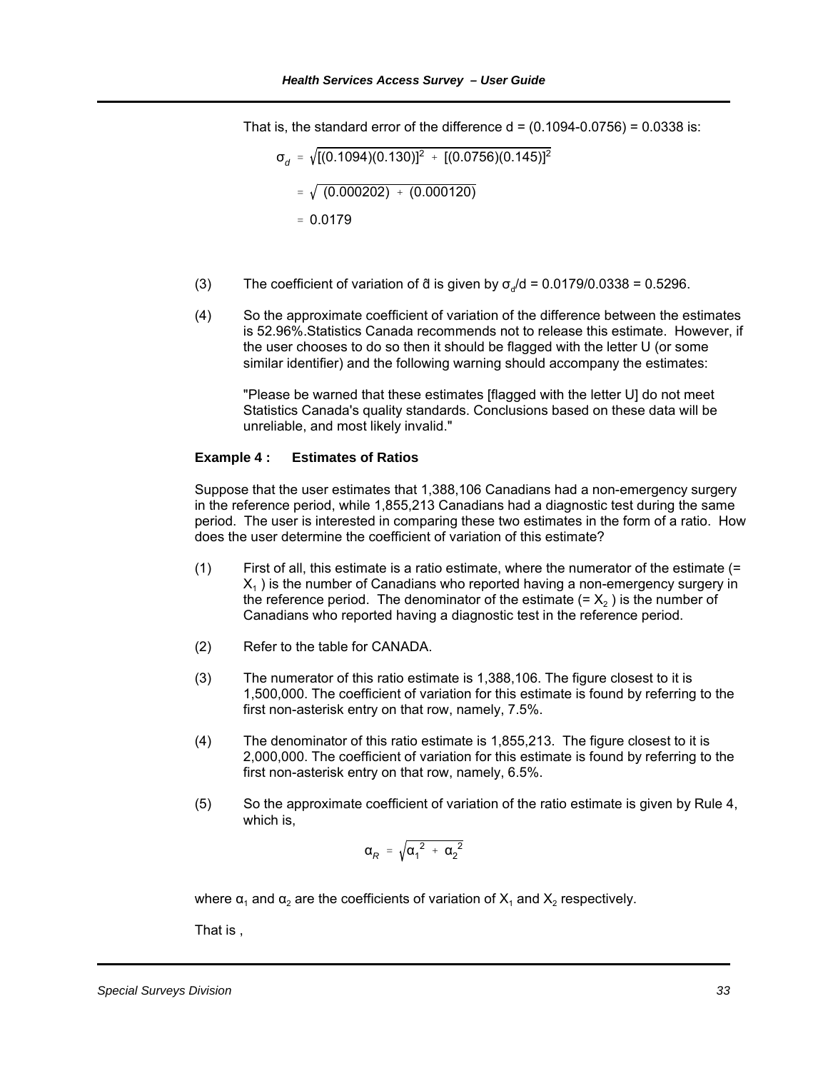That is, the standard error of the difference d = (0.1094-0.0756) = 0.0338 is:

$$\sigma_d = \sqrt{[(0.1094)(0.130)]^2 + [(0.0756)(0.145)]^2}$$

$$= \sqrt{(0.000202) + (0.000120)}$$

$$= 0.0179$$

(3) The coefficient of variation of $\hat{d}$ is given by $\sigma_d/d$ = 0.0179/0.0338 = 0.5296.

(4) So the approximate coefficient of variation of the difference between the estimates is 52.96%.Statistics Canada recommends not to release this estimate. However, if the user chooses to do so then it should be flagged with the letter U (or some similar identifier) and the following warning should accompany the estimates:

"Please be warned that these estimates [flagged with the letter U] do not meet Statistics Canada's quality standards. Conclusions based on these data will be unreliable, and most likely invalid."

**Example 4 : Estimates of Ratios**

Suppose that the user estimates that 1,388,106 Canadians had a non-emergency surgery in the reference period, while 1,855,213 Canadians had a diagnostic test during the same period. The user is interested in comparing these two estimates in the form of a ratio. How does the user determine the coefficient of variation of this estimate?

(1) First of all, this estimate is a ratio estimate, where the numerator of the estimate (= $X_1$ ) is the number of Canadians who reported having a non-emergency surgery in the reference period. The denominator of the estimate (= $X_2$ ) is the number of Canadians who reported having a diagnostic test in the reference period.

(2) Refer to the table for CANADA.

(3) The numerator of this ratio estimate is 1,388,106. The figure closest to it is 1,500,000. The coefficient of variation for this estimate is found by referring to the first non-asterisk entry on that row, namely, 7.5%.

(4) The denominator of this ratio estimate is 1,855,213. The figure closest to it is 2,000,000. The coefficient of variation for this estimate is found by referring to the first non-asterisk entry on that row, namely, 6.5%.

(5) So the approximate coefficient of variation of the ratio estimate is given by Rule 4, which is,

$$\alpha_R = \sqrt{\alpha_1^{\,2} + \alpha_2^{\,2}}$$

where $\alpha_1$ and $\alpha_2$ are the coefficients of variation of $X_1$ and $X_2$ respectively.

That is ,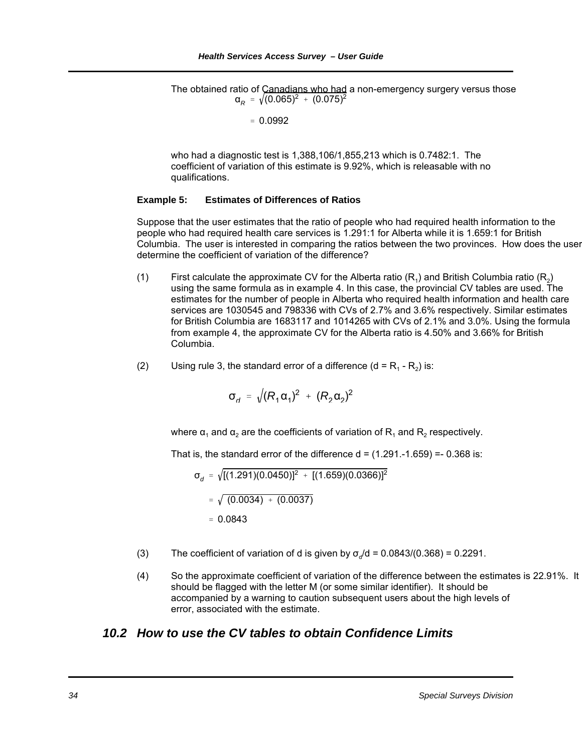The obtained ratio of Canadians who had a non-emergency surgery versus those

$$\alpha_R = \sqrt{(0.065)^2 + (0.075)^2}$$

$$= 0.0992$$

who had a diagnostic test is 1,388,106/1,855,213 which is 0.7482:1. The coefficient of variation of this estimate is 9.92%, which is releasable with no qualifications.

**Example 5: Estimates of Differences of Ratios**

Suppose that the user estimates that the ratio of people who had required health information to the people who had required health care services is 1.291:1 for Alberta while it is 1.659:1 for British Columbia. The user is interested in comparing the ratios between the two provinces. How does the user determine the coefficient of variation of the difference?

(1) First calculate the approximate CV for the Alberta ratio ($R_1$) and British Columbia ratio ($R_2$) using the same formula as in example 4. In this case, the provincial CV tables are used. The estimates for the number of people in Alberta who required health information and health care services are 1030545 and 798336 with CVs of 2.7% and 3.6% respectively. Similar estimates for British Columbia are 1683117 and 1014265 with CVs of 2.1% and 3.0%. Using the formula from example 4, the approximate CV for the Alberta ratio is 4.50% and 3.66% for British Columbia.

(2) Using rule 3, the standard error of a difference ($d = R_1 - R_2$) is:

$$\sigma_d = \sqrt{(R_1 \alpha_1)^2 + (R_2 \alpha_2)^2}$$

where $\alpha_1$ and $\alpha_2$ are the coefficients of variation of $R_1$ and $R_2$ respectively.

That is, the standard error of the difference d = (1.291.-1.659) =- 0.368 is:

$$\sigma_d = \sqrt{[(1.291)(0.0450)]^2 + [(1.659)(0.0366)]^2}$$

$$= \sqrt{(0.0034) + (0.0037)}$$

$$= 0.0843$$

(3) The coefficient of variation of d is given by $\sigma_d/d$ = 0.0843/(0.368) = 0.2291.

(4) So the approximate coefficient of variation of the difference between the estimates is 22.91%. It should be flagged with the letter M (or some similar identifier). It should be accompanied by a warning to caution subsequent users about the high levels of error, associated with the estimate.

## *10.2 How to use the CV tables to obtain Confidence Limits*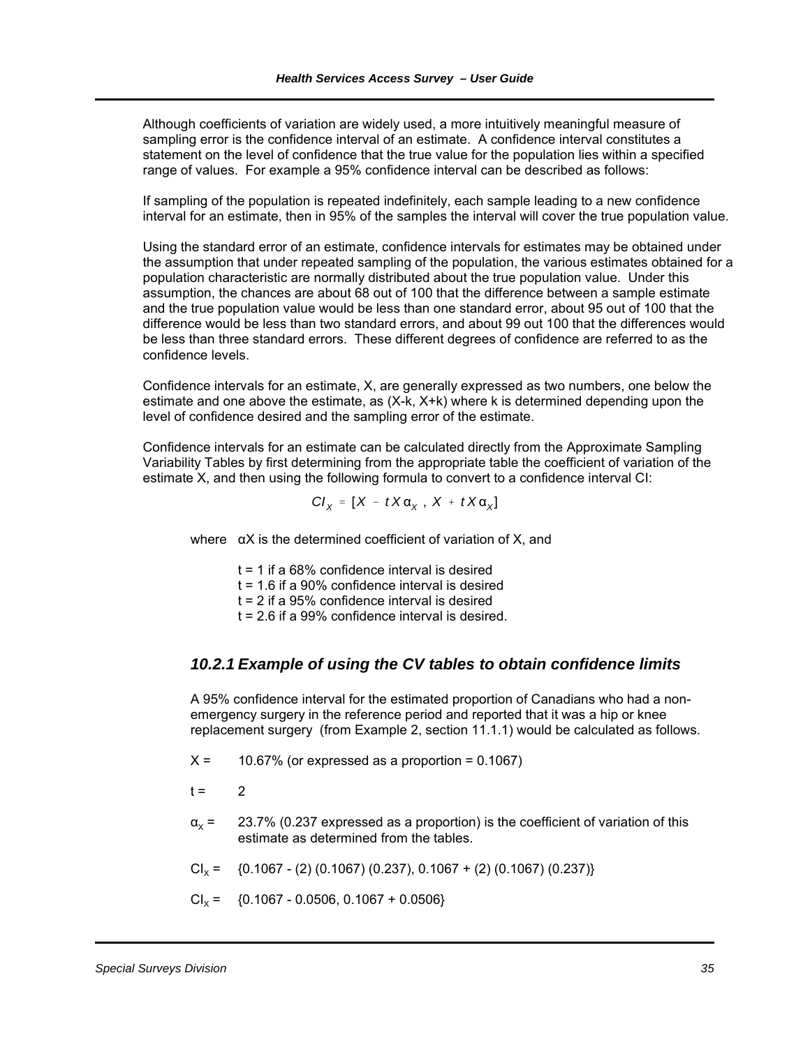Although coefficients of variation are widely used, a more intuitively meaningful measure of sampling error is the confidence interval of an estimate. A confidence interval constitutes a statement on the level of confidence that the true value for the population lies within a specified range of values. For example a 95% confidence interval can be described as follows:

If sampling of the population is repeated indefinitely, each sample leading to a new confidence interval for an estimate, then in 95% of the samples the interval will cover the true population value.

Using the standard error of an estimate, confidence intervals for estimates may be obtained under the assumption that under repeated sampling of the population, the various estimates obtained for a population characteristic are normally distributed about the true population value. Under this assumption, the chances are about 68 out of 100 that the difference between a sample estimate and the true population value would be less than one standard error, about 95 out of 100 that the difference would be less than two standard errors, and about 99 out 100 that the differences would be less than three standard errors. These different degrees of confidence are referred to as the confidence levels.

Confidence intervals for an estimate, X, are generally expressed as two numbers, one below the estimate and one above the estimate, as (X-k, X+k) where k is determined depending upon the level of confidence desired and the sampling error of the estimate.

Confidence intervals for an estimate can be calculated directly from the Approximate Sampling Variability Tables by first determining from the appropriate table the coefficient of variation of the estimate X, and then using the following formula to convert to a confidence interval CI:

$$CI_X = [X - tX\alpha_X \ , \ X + tX\alpha_X]$$

where $\alpha X$ is the determined coefficient of variation of X, and

t = 1 if a 68% confidence interval is desired
t = 1.6 if a 90% confidence interval is desired
t = 2 if a 95% confidence interval is desired
t = 2.6 if a 99% confidence interval is desired.

### *10.2.1 Example of using the CV tables to obtain confidence limits*

A 95% confidence interval for the estimated proportion of Canadians who had a non-emergency surgery in the reference period and reported that it was a hip or knee replacement surgery (from Example 2, section 11.1.1) would be calculated as follows.

X = 10.67% (or expressed as a proportion = 0.1067)

t = 2

$\alpha_x$ = 23.7% (0.237 expressed as a proportion) is the coefficient of variation of this estimate as determined from the tables.

$CI_x$ = {0.1067 - (2) (0.1067) (0.237), 0.1067 + (2) (0.1067) (0.237)}

$CI_x$ = {0.1067 - 0.0506, 0.1067 + 0.0506}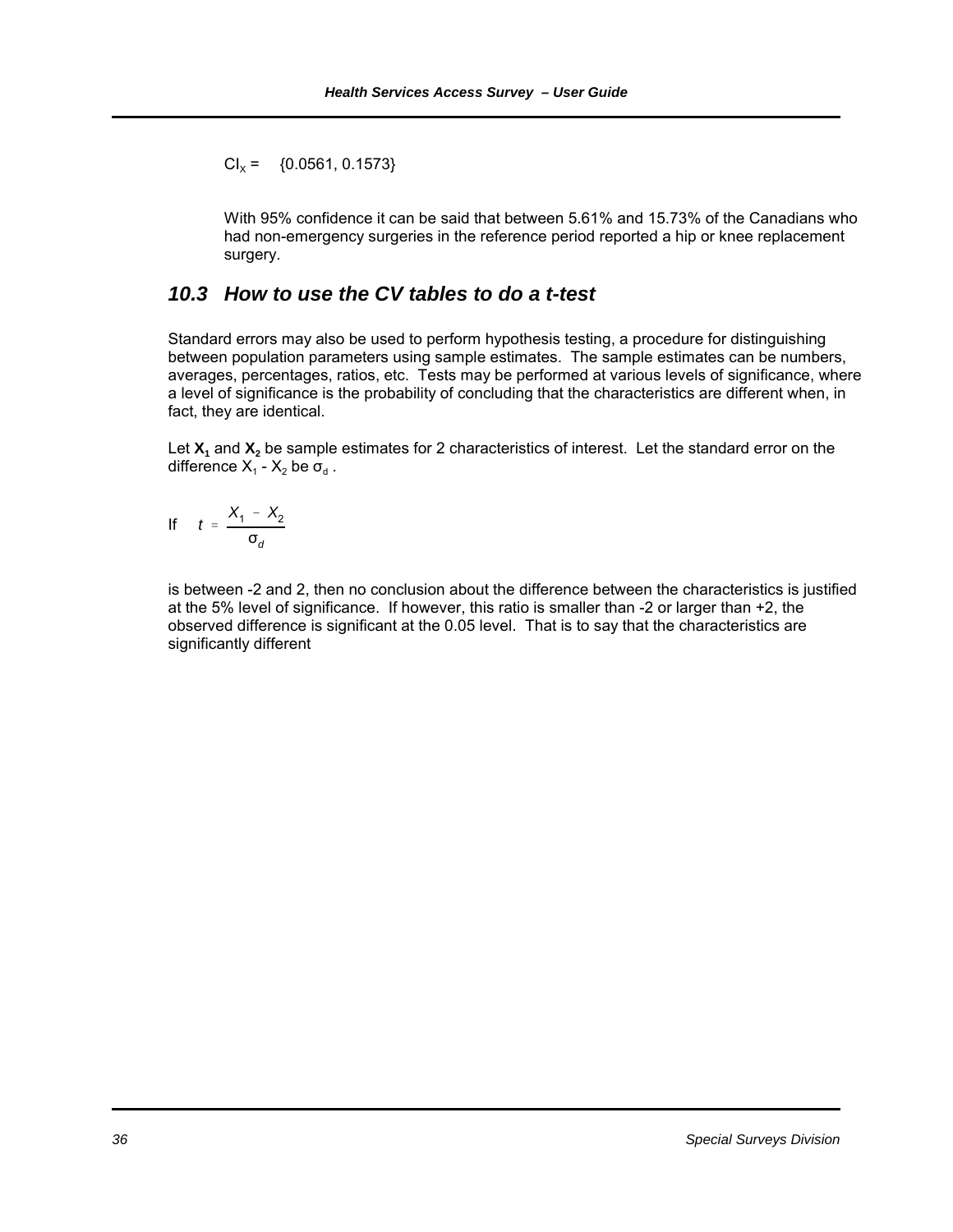$CI_x = \{0.0561, 0.1573\}$

With 95% confidence it can be said that between 5.61% and 15.73% of the Canadians who had non-emergency surgeries in the reference period reported a hip or knee replacement surgery.

## 10.3 How to use the CV tables to do a t-test

Standard errors may also be used to perform hypothesis testing, a procedure for distinguishing between population parameters using sample estimates. The sample estimates can be numbers, averages, percentages, ratios, etc. Tests may be performed at various levels of significance, where a level of significance is the probability of concluding that the characteristics are different when, in fact, they are identical.

Let $\mathbf{X_1}$ and $\mathbf{X_2}$ be sample estimates for 2 characteristics of interest. Let the standard error on the difference $X_1 - X_2$ be $\sigma_d$.

If $$t = \frac{X_1 - X_2}{\sigma_d}$$

is between -2 and 2, then no conclusion about the difference between the characteristics is justified at the 5% level of significance. If however, this ratio is smaller than -2 or larger than +2, the observed difference is significant at the 0.05 level. That is to say that the characteristics are significantly different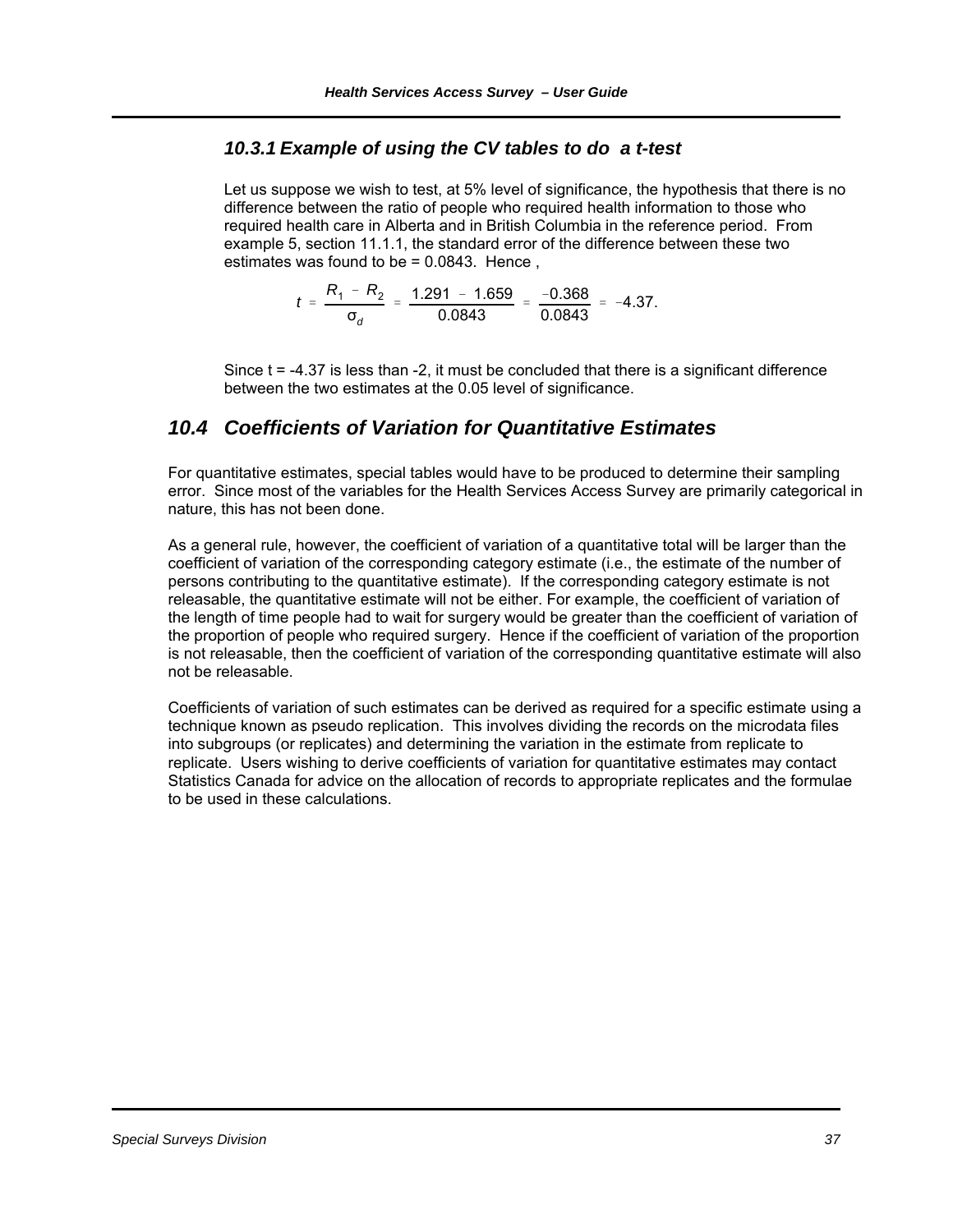### 10.3.1 Example of using the CV tables to do a t-test

Let us suppose we wish to test, at 5% level of significance, the hypothesis that there is no difference between the ratio of people who required health information to those who required health care in Alberta and in British Columbia in the reference period. From example 5, section 11.1.1, the standard error of the difference between these two estimates was found to be = 0.0843. Hence ,

$$t = \frac{R_1 - R_2}{\sigma_d} = \frac{1.291 - 1.659}{0.0843} = \frac{-0.368}{0.0843} = -4.37.$$

Since t = -4.37 is less than -2, it must be concluded that there is a significant difference between the two estimates at the 0.05 level of significance.

## 10.4 Coefficients of Variation for Quantitative Estimates

For quantitative estimates, special tables would have to be produced to determine their sampling error. Since most of the variables for the Health Services Access Survey are primarily categorical in nature, this has not been done.

As a general rule, however, the coefficient of variation of a quantitative total will be larger than the coefficient of variation of the corresponding category estimate (i.e., the estimate of the number of persons contributing to the quantitative estimate). If the corresponding category estimate is not releasable, the quantitative estimate will not be either. For example, the coefficient of variation of the length of time people had to wait for surgery would be greater than the coefficient of variation of the proportion of people who required surgery. Hence if the coefficient of variation of the proportion is not releasable, then the coefficient of variation of the corresponding quantitative estimate will also not be releasable.

Coefficients of variation of such estimates can be derived as required for a specific estimate using a technique known as pseudo replication. This involves dividing the records on the microdata files into subgroups (or replicates) and determining the variation in the estimate from replicate to replicate. Users wishing to derive coefficients of variation for quantitative estimates may contact Statistics Canada for advice on the allocation of records to appropriate replicates and the formulae to be used in these calculations.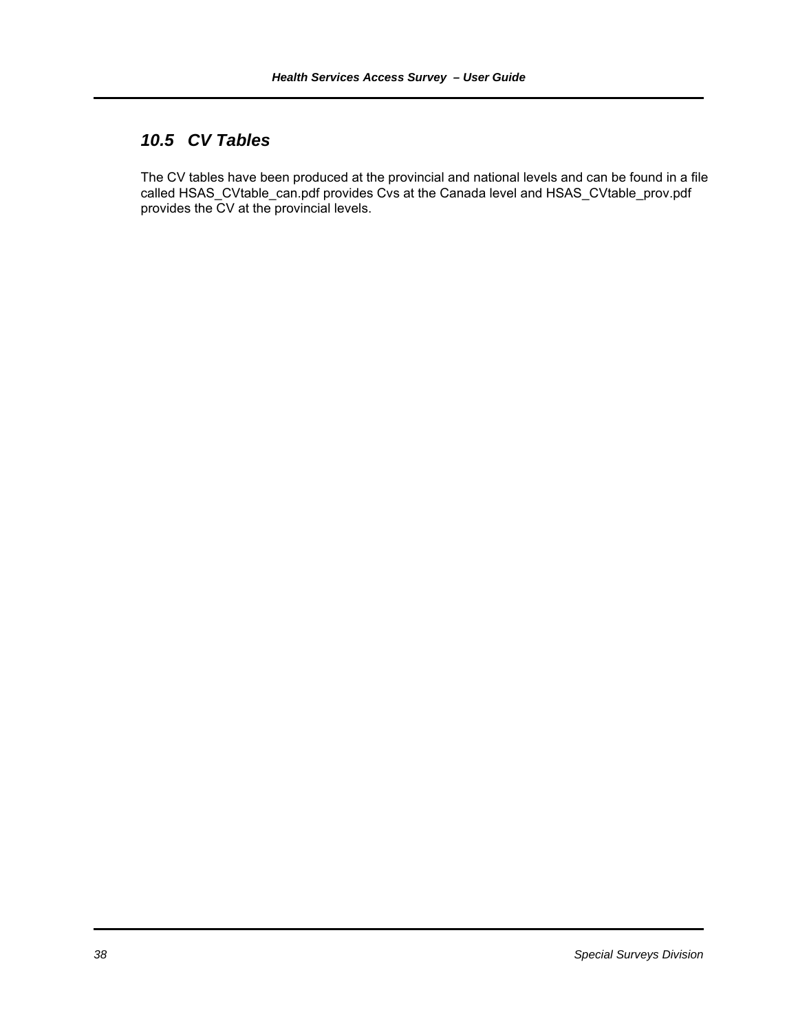## *10.5 CV Tables*

The CV tables have been produced at the provincial and national levels and can be found in a file called HSAS_CVtable_can.pdf provides Cvs at the Canada level and HSAS_CVtable_prov.pdf provides the CV at the provincial levels.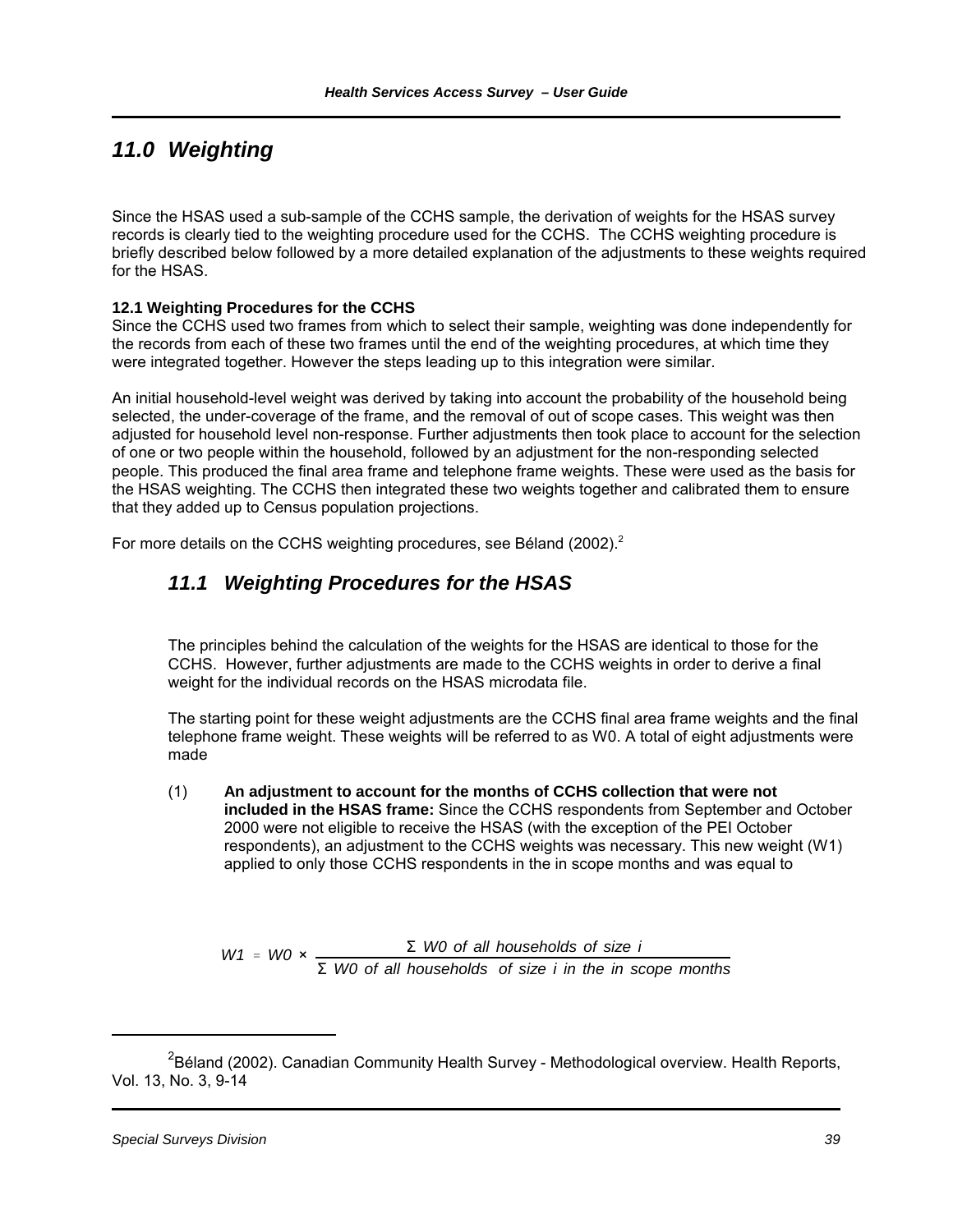# 11.0 Weighting

Since the HSAS used a sub-sample of the CCHS sample, the derivation of weights for the HSAS survey records is clearly tied to the weighting procedure used for the CCHS. The CCHS weighting procedure is briefly described below followed by a more detailed explanation of the adjustments to these weights required for the HSAS.

**12.1 Weighting Procedures for the CCHS**

Since the CCHS used two frames from which to select their sample, weighting was done independently for the records from each of these two frames until the end of the weighting procedures, at which time they were integrated together. However the steps leading up to this integration were similar.

An initial household-level weight was derived by taking into account the probability of the household being selected, the under-coverage of the frame, and the removal of out of scope cases. This weight was then adjusted for household level non-response. Further adjustments then took place to account for the selection of one or two people within the household, followed by an adjustment for the non-responding selected people. This produced the final area frame and telephone frame weights. These were used as the basis for the HSAS weighting. The CCHS then integrated these two weights together and calibrated them to ensure that they added up to Census population projections.

For more details on the CCHS weighting procedures, see Béland (2002).[2]

## 11.1 Weighting Procedures for the HSAS

The principles behind the calculation of the weights for the HSAS are identical to those for the CCHS. However, further adjustments are made to the CCHS weights in order to derive a final weight for the individual records on the HSAS microdata file.

The starting point for these weight adjustments are the CCHS final area frame weights and the final telephone frame weight. These weights will be referred to as W0. A total of eight adjustments were made

(1) **An adjustment to account for the months of CCHS collection that were not included in the HSAS frame:** Since the CCHS respondents from September and October 2000 were not eligible to receive the HSAS (with the exception of the PEI October respondents), an adjustment to the CCHS weights was necessary. This new weight (W1) applied to only those CCHS respondents in the in scope months and was equal to

$$W1 = W0 \times \frac{\Sigma \ W0 \text{ of all households of size } i}{\Sigma \ W0 \text{ of all households of size } i \text{ in the in scope months}}$$

[2] Béland (2002). Canadian Community Health Survey - Methodological overview. Health Reports, Vol. 13, No. 3, 9-14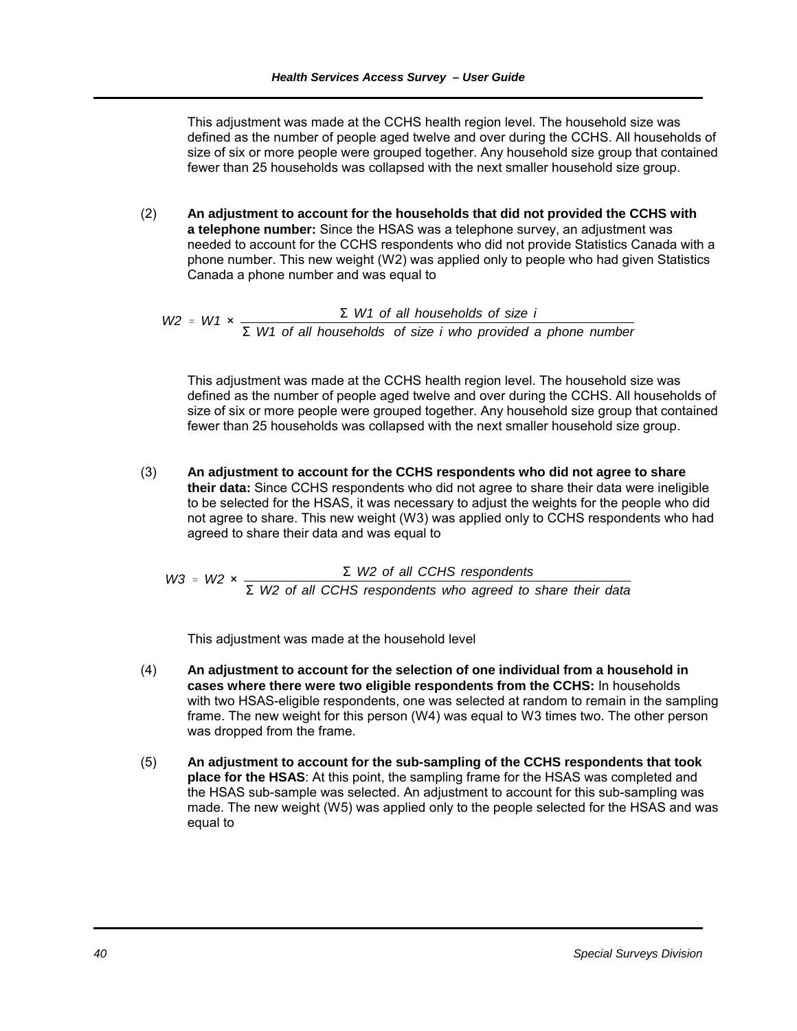This adjustment was made at the CCHS health region level. The household size was defined as the number of people aged twelve and over during the CCHS. All households of size of six or more people were grouped together. Any household size group that contained fewer than 25 households was collapsed with the next smaller household size group.

(2) **An adjustment to account for the households that did not provided the CCHS with a telephone number:** Since the HSAS was a telephone survey, an adjustment was needed to account for the CCHS respondents who did not provide Statistics Canada with a phone number. This new weight (W2) was applied only to people who had given Statistics Canada a phone number and was equal to

$$W2 = W1 \times \frac{\Sigma \text{ } W1 \text{ of all households of size } i}{\Sigma \text{ } W1 \text{ of all households of size } i \text{ who provided a phone number}}$$

This adjustment was made at the CCHS health region level. The household size was defined as the number of people aged twelve and over during the CCHS. All households of size of six or more people were grouped together. Any household size group that contained fewer than 25 households was collapsed with the next smaller household size group.

(3) **An adjustment to account for the CCHS respondents who did not agree to share their data:** Since CCHS respondents who did not agree to share their data were ineligible to be selected for the HSAS, it was necessary to adjust the weights for the people who did not agree to share. This new weight (W3) was applied only to CCHS respondents who had agreed to share their data and was equal to

$$W3 = W2 \times \frac{\Sigma \text{ } W2 \text{ of all CCHS respondents}}{\Sigma \text{ } W2 \text{ of all CCHS respondents who agreed to share their data}}$$

This adjustment was made at the household level

(4) **An adjustment to account for the selection of one individual from a household in cases where there were two eligible respondents from the CCHS:** In households with two HSAS-eligible respondents, one was selected at random to remain in the sampling frame. The new weight for this person (W4) was equal to W3 times two. The other person was dropped from the frame.

(5) **An adjustment to account for the sub-sampling of the CCHS respondents that took place for the HSAS**: At this point, the sampling frame for the HSAS was completed and the HSAS sub-sample was selected. An adjustment to account for this sub-sampling was made. The new weight (W5) was applied only to the people selected for the HSAS and was equal to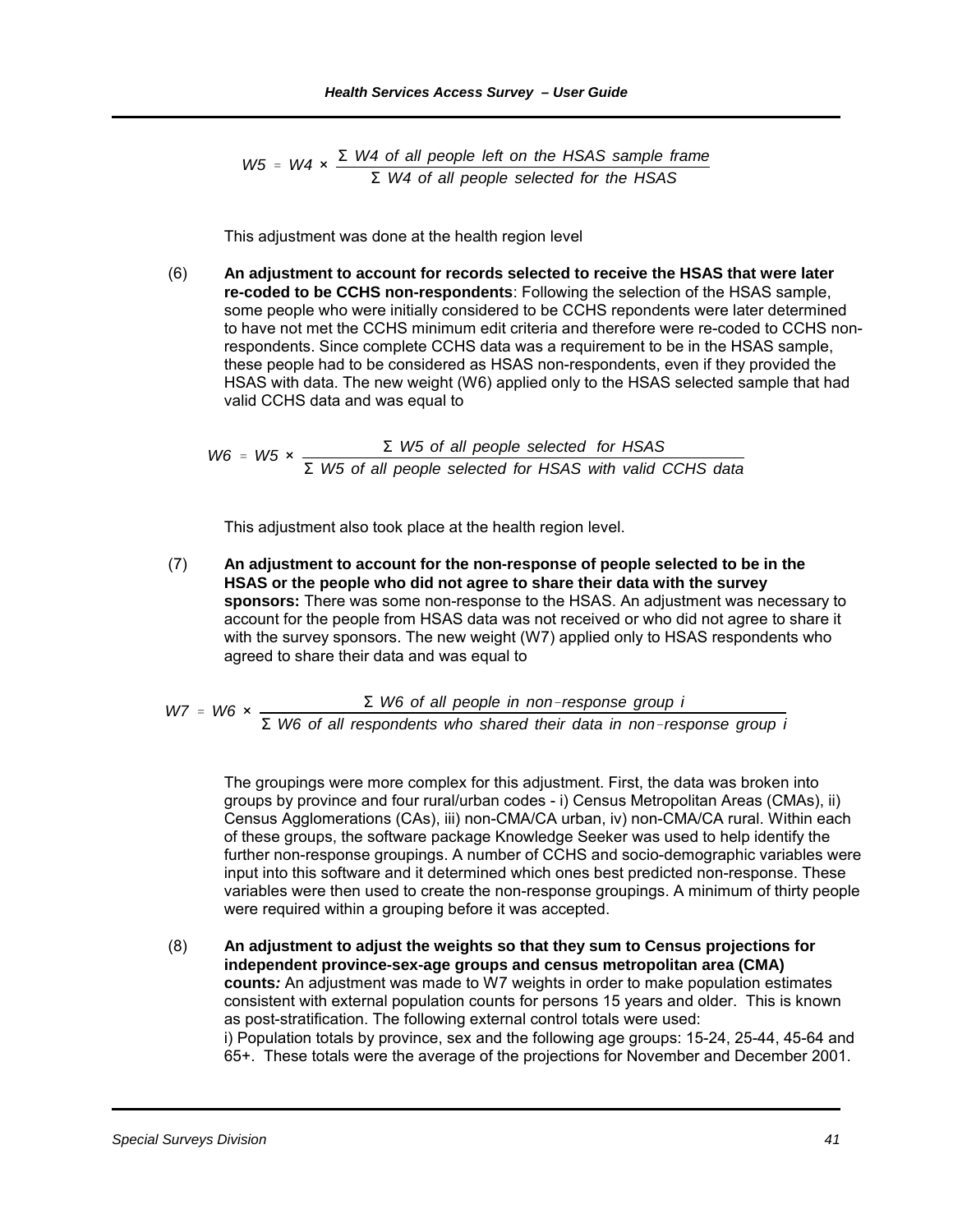$$W5 = W4 \times \frac{\Sigma \text{ } W4 \text{ of all people left on the HSAS sample frame}}{\Sigma \text{ } W4 \text{ of all people selected for the HSAS}}$$

This adjustment was done at the health region level

(6) **An adjustment to account for records selected to receive the HSAS that were later re-coded to be CCHS non-respondents**: Following the selection of the HSAS sample, some people who were initially considered to be CCHS repondents were later determined to have not met the CCHS minimum edit criteria and therefore were re-coded to CCHS non-respondents. Since complete CCHS data was a requirement to be in the HSAS sample, these people had to be considered as HSAS non-respondents, even if they provided the HSAS with data. The new weight (W6) applied only to the HSAS selected sample that had valid CCHS data and was equal to

$$W6 = W5 \times \frac{\Sigma \text{ } W5 \text{ of all people selected for HSAS}}{\Sigma \text{ } W5 \text{ of all people selected for HSAS with valid CCHS data}}$$

This adjustment also took place at the health region level.

(7) **An adjustment to account for the non-response of people selected to be in the HSAS or the people who did not agree to share their data with the survey sponsors:** There was some non-response to the HSAS. An adjustment was necessary to account for the people from HSAS data was not received or who did not agree to share it with the survey sponsors. The new weight (W7) applied only to HSAS respondents who agreed to share their data and was equal to

$$W7 = W6 \times \frac{\Sigma \text{ } W6 \text{ of all people in non-response group } i}{\Sigma \text{ } W6 \text{ of all respondents who shared their data in non-response group } i}$$

The groupings were more complex for this adjustment. First, the data was broken into groups by province and four rural/urban codes - i) Census Metropolitan Areas (CMAs), ii) Census Agglomerations (CAs), iii) non-CMA/CA urban, iv) non-CMA/CA rural. Within each of these groups, the software package Knowledge Seeker was used to help identify the further non-response groupings. A number of CCHS and socio-demographic variables were input into this software and it determined which ones best predicted non-response. These variables were then used to create the non-response groupings. A minimum of thirty people were required within a grouping before it was accepted.

(8) **An adjustment to adjust the weights so that they sum to Census projections for independent province-sex-age groups and census metropolitan area (CMA) counts***:* An adjustment was made to W7 weights in order to make population estimates consistent with external population counts for persons 15 years and older. This is known as post-stratification. The following external control totals were used:
i) Population totals by province, sex and the following age groups: 15-24, 25-44, 45-64 and 65+. These totals were the average of the projections for November and December 2001.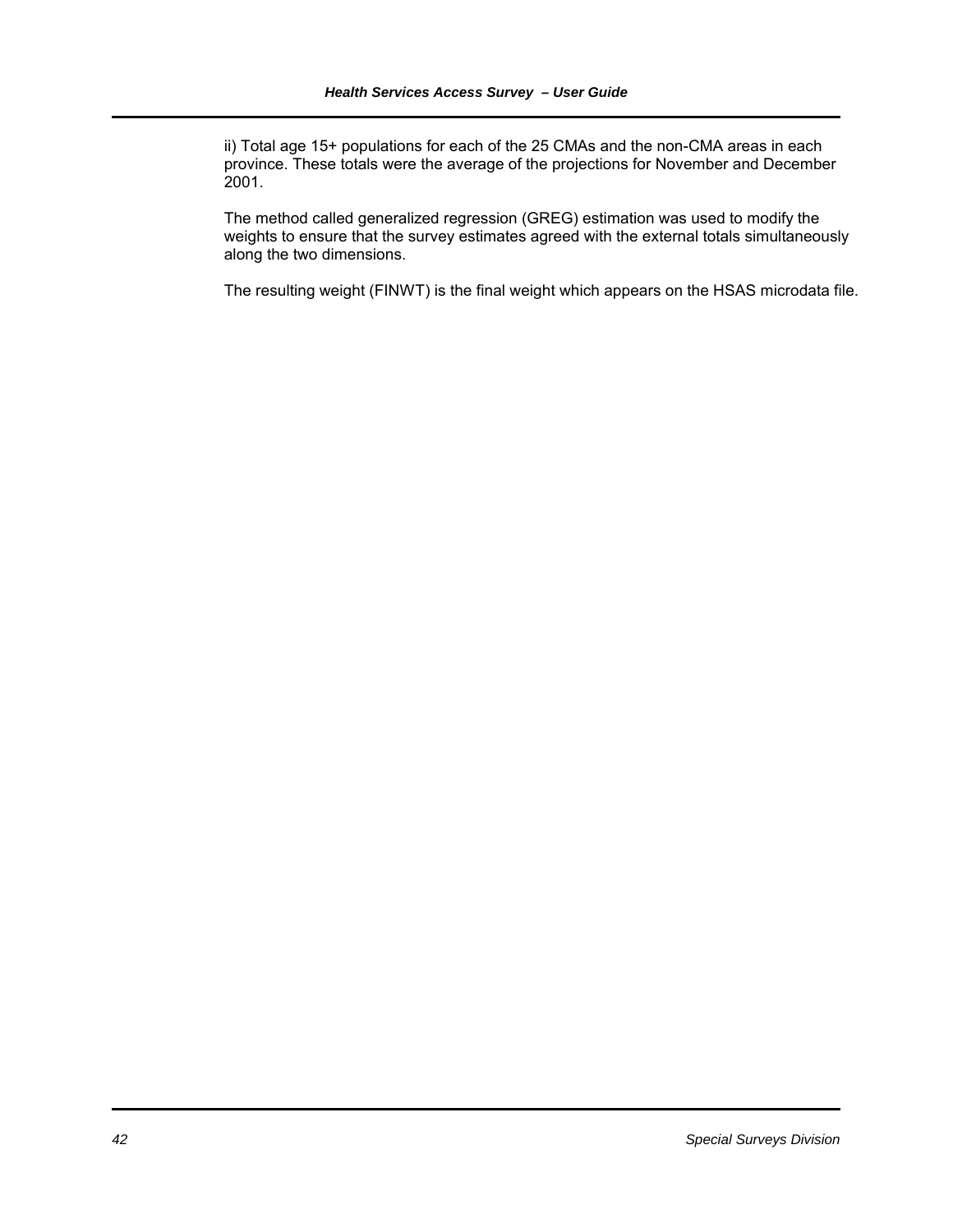ii) Total age 15+ populations for each of the 25 CMAs and the non-CMA areas in each province. These totals were the average of the projections for November and December 2001.

The method called generalized regression (GREG) estimation was used to modify the weights to ensure that the survey estimates agreed with the external totals simultaneously along the two dimensions.

The resulting weight (FINWT) is the final weight which appears on the HSAS microdata file.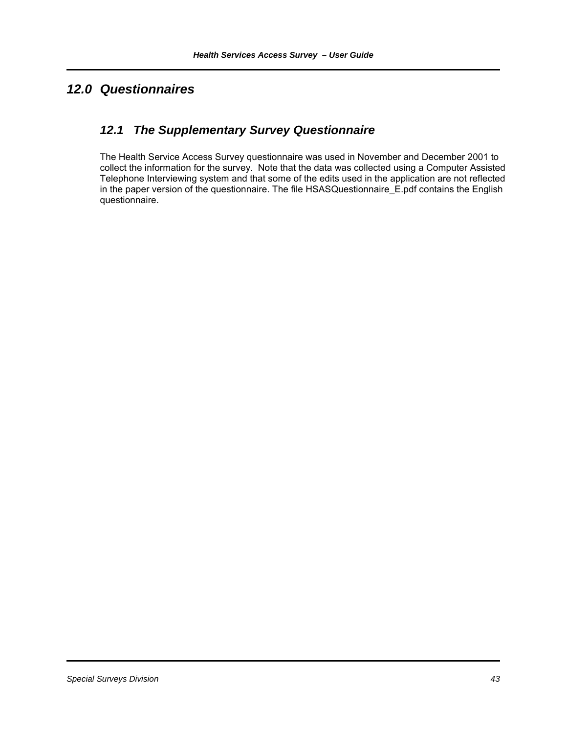# 12.0 Questionnaires

## 12.1 The Supplementary Survey Questionnaire

The Health Service Access Survey questionnaire was used in November and December 2001 to collect the information for the survey. Note that the data was collected using a Computer Assisted Telephone Interviewing system and that some of the edits used in the application are not reflected in the paper version of the questionnaire. The file HSASQuestionnaire_E.pdf contains the English questionnaire.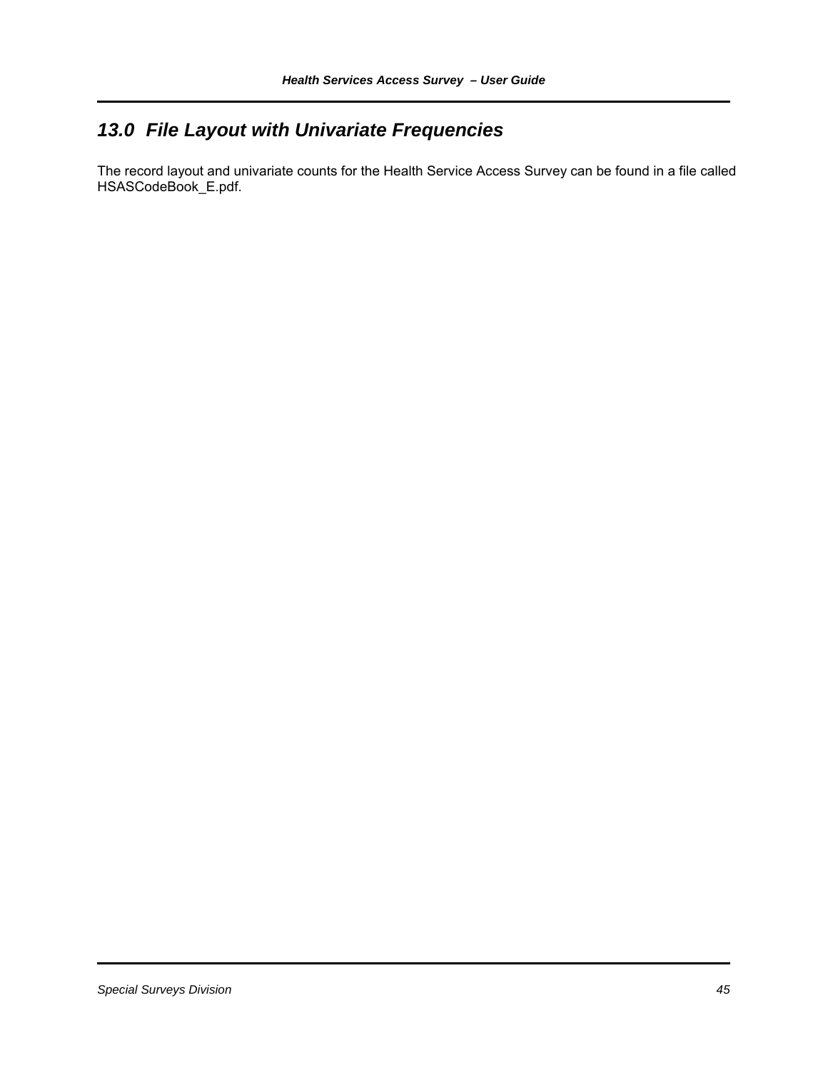## *13.0 File Layout with Univariate Frequencies*

The record layout and univariate counts for the Health Service Access Survey can be found in a file called HSASCodeBook_E.pdf.